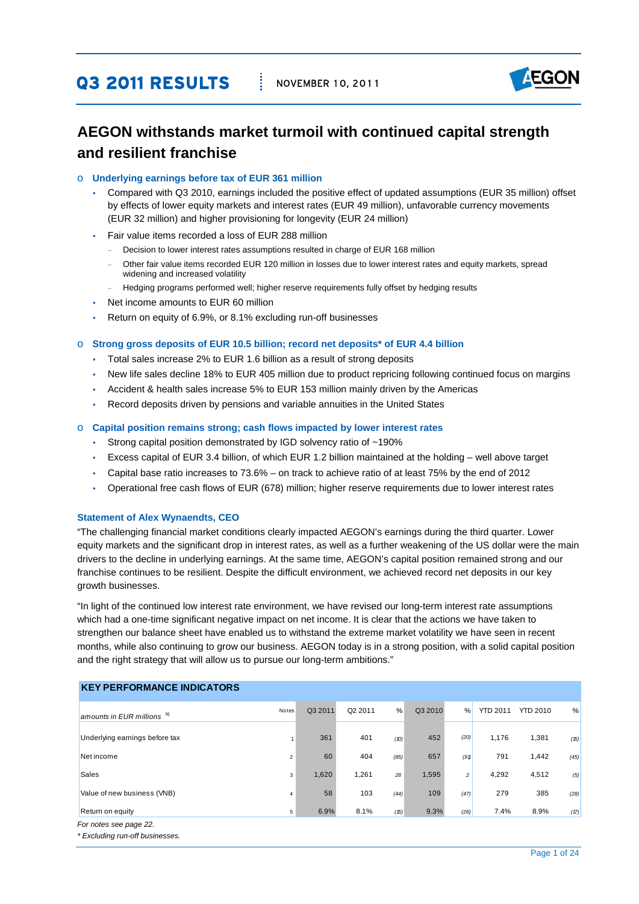# Q3 2011 RESULTS

NOVEMBER 10, 2011

## AEGON withstands market turmoil with continued capital strength and resilient franchise

- **Underlying earnings before tax of EUR 361 million**
  - Compared with Q3 2010, earnings included the positive effect of updated assumptions (EUR 35 million) offset by effects of lower equity markets and interest rates (EUR 49 million), unfavorable currency movements (EUR 32 million) and higher provisioning for longevity (EUR 24 million)
  - Fair value items recorded a loss of EUR 288 million
    - Decision to lower interest rates assumptions resulted in charge of EUR 168 million
    - Other fair value items recorded EUR 120 million in losses due to lower interest rates and equity markets, spread widening and increased volatility
    - Hedging programs performed well; higher reserve requirements fully offset by hedging results
  - Net income amounts to EUR 60 million
  - Return on equity of 6.9%, or 8.1% excluding run-off businesses

- **Strong gross deposits of EUR 10.5 billion; record net deposits* of EUR 4.4 billion**
  - Total sales increase 2% to EUR 1.6 billion as a result of strong deposits
  - New life sales decline 18% to EUR 405 million due to product repricing following continued focus on margins
  - Accident & health sales increase 5% to EUR 153 million mainly driven by the Americas
  - Record deposits driven by pensions and variable annuities in the United States

- **Capital position remains strong; cash flows impacted by lower interest rates**
  - Strong capital position demonstrated by IGD solvency ratio of ~190%
  - Excess capital of EUR 3.4 billion, of which EUR 1.2 billion maintained at the holding – well above target
  - Capital base ratio increases to 73.6% – on track to achieve ratio of at least 75% by the end of 2012
  - Operational free cash flows of EUR (678) million; higher reserve requirements due to lower interest rates

### Statement of Alex Wynaendts, CEO

"The challenging financial market conditions clearly impacted AEGON's earnings during the third quarter. Lower equity markets and the significant drop in interest rates, as well as a further weakening of the US dollar were the main drivers to the decline in underlying earnings. At the same time, AEGON's capital position remained strong and our franchise continues to be resilient. Despite the difficult environment, we achieved record net deposits in our key growth businesses.

"In light of the continued low interest rate environment, we have revised our long-term interest rate assumptions which had a one-time significant negative impact on net income. It is clear that the actions we have taken to strengthen our balance sheet have enabled us to withstand the extreme market volatility we have seen in recent months, while also continuing to grow our business. AEGON today is in a strong position, with a solid capital position and the right strategy that will allow us to pursue our long-term ambitions."

**KEY PERFORMANCE INDICATORS**

| *amounts in EUR millions* [b)] | Notes | Q3 2011 | Q2 2011 | % | Q3 2010 | % | YTD 2011 | YTD 2010 | % |
|---|---|---|---|---|---|---|---|---|---|
| Underlying earnings before tax | 1 | 361 | 401 | (10) | 452 | (20) | 1,176 | 1,381 | (15) |
| Net income | 2 | 60 | 404 | (85) | 657 | (91) | 791 | 1,442 | (45) |
| Sales | 3 | 1,620 | 1,261 | 28 | 1,595 | 2 | 4,292 | 4,512 | (5) |
| Value of new business (VNB) | 4 | 58 | 103 | (44) | 109 | (47) | 279 | 385 | (28) |
| Return on equity | 5 | 6.9% | 8.1% | (15) | 9.3% | (26) | 7.4% | 8.9% | (17) |

*For notes see page 22.*

*\* Excluding run-off businesses.*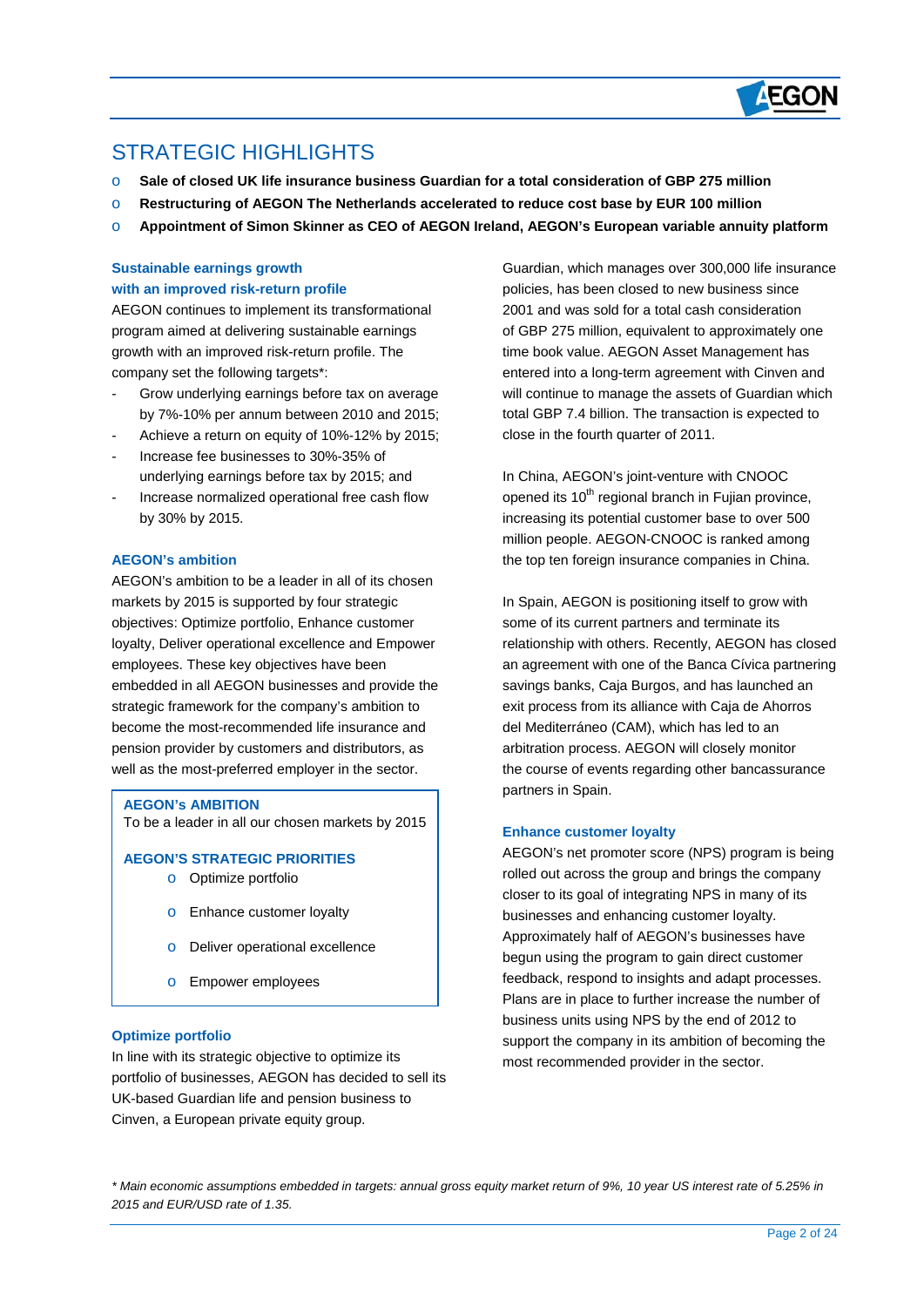# STRATEGIC HIGHLIGHTS

- **Sale of closed UK life insurance business Guardian for a total consideration of GBP 275 million**
- **Restructuring of AEGON The Netherlands accelerated to reduce cost base by EUR 100 million**
- **Appointment of Simon Skinner as CEO of AEGON Ireland, AEGON's European variable annuity platform**

### Sustainable earnings growth with an improved risk-return profile

AEGON continues to implement its transformational program aimed at delivering sustainable earnings growth with an improved risk-return profile. The company set the following targets*:

- Grow underlying earnings before tax on average by 7%-10% per annum between 2010 and 2015;
- Achieve a return on equity of 10%-12% by 2015;
- Increase fee businesses to 30%-35% of underlying earnings before tax by 2015; and
- Increase normalized operational free cash flow by 30% by 2015.

### AEGON's ambition

AEGON's ambition to be a leader in all of its chosen markets by 2015 is supported by four strategic objectives: Optimize portfolio, Enhance customer loyalty, Deliver operational excellence and Empower employees. These key objectives have been embedded in all AEGON businesses and provide the strategic framework for the company's ambition to become the most-recommended life insurance and pension provider by customers and distributors, as well as the most-preferred employer in the sector.

**AEGON's AMBITION**
To be a leader in all our chosen markets by 2015

**AEGON'S STRATEGIC PRIORITIES**
- Optimize portfolio
- Enhance customer loyalty
- Deliver operational excellence
- Empower employees

### Optimize portfolio

In line with its strategic objective to optimize its portfolio of businesses, AEGON has decided to sell its UK-based Guardian life and pension business to Cinven, a European private equity group.

Guardian, which manages over 300,000 life insurance policies, has been closed to new business since 2001 and was sold for a total cash consideration of GBP 275 million, equivalent to approximately one time book value. AEGON Asset Management has entered into a long-term agreement with Cinven and will continue to manage the assets of Guardian which total GBP 7.4 billion. The transaction is expected to close in the fourth quarter of 2011.

In China, AEGON's joint-venture with CNOOC opened its 10th regional branch in Fujian province, increasing its potential customer base to over 500 million people. AEGON-CNOOC is ranked among the top ten foreign insurance companies in China.

In Spain, AEGON is positioning itself to grow with some of its current partners and terminate its relationship with others. Recently, AEGON has closed an agreement with one of the Banca Cívica partnering savings banks, Caja Burgos, and has launched an exit process from its alliance with Caja de Ahorros del Mediterráneo (CAM), which has led to an arbitration process. AEGON will closely monitor the course of events regarding other bancassurance partners in Spain.

### Enhance customer loyalty

AEGON's net promoter score (NPS) program is being rolled out across the group and brings the company closer to its goal of integrating NPS in many of its businesses and enhancing customer loyalty. Approximately half of AEGON's businesses have begun using the program to gain direct customer feedback, respond to insights and adapt processes. Plans are in place to further increase the number of business units using NPS by the end of 2012 to support the company in its ambition of becoming the most recommended provider in the sector.

*\* Main economic assumptions embedded in targets: annual gross equity market return of 9%, 10 year US interest rate of 5.25% in 2015 and EUR/USD rate of 1.35.*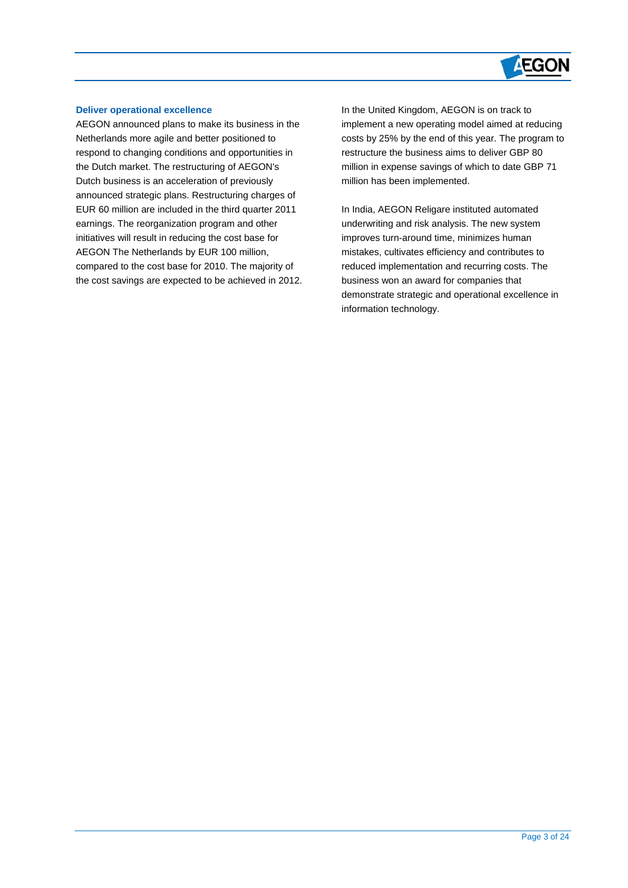### Deliver operational excellence

AEGON announced plans to make its business in the Netherlands more agile and better positioned to respond to changing conditions and opportunities in the Dutch market. The restructuring of AEGON's Dutch business is an acceleration of previously announced strategic plans. Restructuring charges of EUR 60 million are included in the third quarter 2011 earnings. The reorganization program and other initiatives will result in reducing the cost base for AEGON The Netherlands by EUR 100 million, compared to the cost base for 2010. The majority of the cost savings are expected to be achieved in 2012.

In the United Kingdom, AEGON is on track to implement a new operating model aimed at reducing costs by 25% by the end of this year. The program to restructure the business aims to deliver GBP 80 million in expense savings of which to date GBP 71 million has been implemented.

In India, AEGON Religare instituted automated underwriting and risk analysis. The new system improves turn-around time, minimizes human mistakes, cultivates efficiency and contributes to reduced implementation and recurring costs. The business won an award for companies that demonstrate strategic and operational excellence in information technology.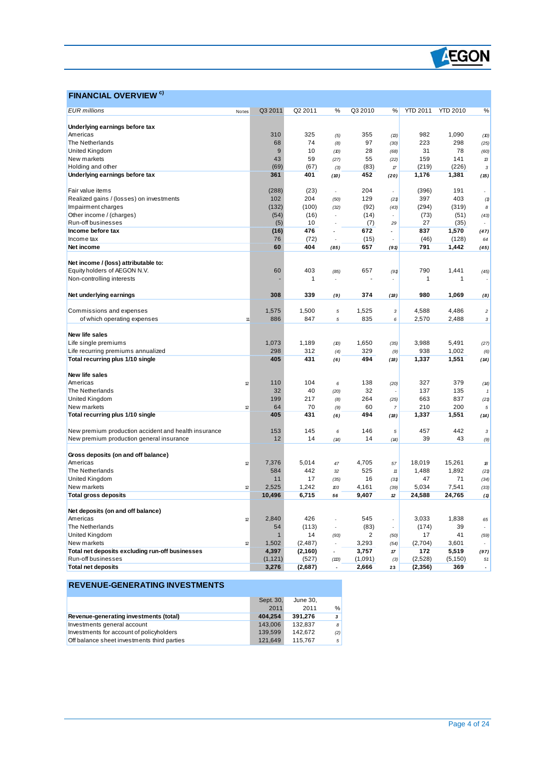## FINANCIAL OVERVIEW [c)]

| EUR millions | Notes | Q3 2011 | Q2 2011 | % | Q3 2010 | % | YTD 2011 | YTD 2010 | % |
|---|---|---|---|---|---|---|---|---|---|
| **Underlying earnings before tax** | | | | | | | | | |
| Americas | | 310 | 325 | (5) | 355 | (13) | 982 | 1,090 | (10) |
| The Netherlands | | 68 | 74 | (8) | 97 | (30) | 223 | 298 | (25) |
| United Kingdom | | 9 | 10 | (10) | 28 | (68) | 31 | 78 | (60) |
| New markets | | 43 | 59 | (27) | 55 | (22) | 159 | 141 | 13 |
| Holding and other | | (69) | (67) | (3) | (83) | 17 | (219) | (226) | 3 |
| **Underlying earnings before tax** | | **361** | **401** | **(10)** | **452** | **(20)** | **1,176** | **1,381** | **(15)** |
| | | | | | | | | | |
| Fair value items | | (288) | (23) | - | 204 | - | (396) | 191 | - |
| Realized gains / (losses) on investments | | 102 | 204 | (50) | 129 | (21) | 397 | 403 | (1) |
| Impairment charges | | (132) | (100) | (32) | (92) | (43) | (294) | (319) | 8 |
| Other income / (charges) | | (54) | (16) | - | (14) | - | (73) | (51) | (43) |
| Run-off businesses | | (5) | 10 | - | (7) | 29 | 27 | (35) | - |
| **Income before tax** | | **(16)** | **476** | **-** | **672** | **-** | **837** | **1,570** | **(47)** |
| Income tax | | 76 | (72) | - | (15) | - | (46) | (128) | 64 |
| **Net income** | | **60** | **404** | **(85)** | **657** | **(91)** | **791** | **1,442** | **(45)** |
| | | | | | | | | | |
| **Net income / (loss) attributable to:** | | | | | | | | | |
| Equity holders of AEGON N.V. | | 60 | 403 | (85) | 657 | (91) | 790 | 1,441 | (45) |
| Non-controlling interests | | - | 1 | - | - | - | 1 | 1 | - |
| | | | | | | | | | |
| **Net underlying earnings** | | **308** | **339** | **(9)** | **374** | **(18)** | **980** | **1,069** | **(8)** |
| | | | | | | | | | |
| Commissions and expenses | | 1,575 | 1,500 | 5 | 1,525 | 3 | 4,588 | 4,486 | 2 |
| of which operating expenses | 11 | 886 | 847 | 5 | 835 | 6 | 2,570 | 2,488 | 3 |
| | | | | | | | | | |
| **New life sales** | | | | | | | | | |
| Life single premiums | | 1,073 | 1,189 | (10) | 1,650 | (35) | 3,988 | 5,491 | (27) |
| Life recurring premiums annualized | | 298 | 312 | (4) | 329 | (9) | 938 | 1,002 | (6) |
| **Total recurring plus 1/10 single** | | **405** | **431** | **(6)** | **494** | **(18)** | **1,337** | **1,551** | **(14)** |
| | | | | | | | | | |
| **New life sales** | | | | | | | | | |
| Americas | 12 | 110 | 104 | 6 | 138 | (20) | 327 | 379 | (14) |
| The Netherlands | | 32 | 40 | (20) | 32 | - | 137 | 135 | 1 |
| United Kingdom | | 199 | 217 | (8) | 264 | (25) | 663 | 837 | (21) |
| New markets | 12 | 64 | 70 | (9) | 60 | 7 | 210 | 200 | 5 |
| **Total recurring plus 1/10 single** | | **405** | **431** | **(6)** | **494** | **(18)** | **1,337** | **1,551** | **(14)** |
| | | | | | | | | | |
| New premium production accident and health insurance | | 153 | 145 | 6 | 146 | 5 | 457 | 442 | 3 |
| New premium production general insurance | | 12 | 14 | (14) | 14 | (14) | 39 | 43 | (9) |
| | | | | | | | | | |
| **Gross deposits (on and off balance)** | | | | | | | | | |
| Americas | 12 | 7,376 | 5,014 | 47 | 4,705 | 57 | 18,019 | 15,261 | 18 |
| The Netherlands | | 584 | 442 | 32 | 525 | 11 | 1,488 | 1,892 | (21) |
| United Kingdom | | 11 | 17 | (35) | 16 | (31) | 47 | 71 | (34) |
| New markets | 12 | 2,525 | 1,242 | 103 | 4,161 | (39) | 5,034 | 7,541 | (33) |
| **Total gross deposits** | | **10,496** | **6,715** | **56** | **9,407** | **12** | **24,588** | **24,765** | **(1)** |
| | | | | | | | | | |
| **Net deposits (on and off balance)** | | | | | | | | | |
| Americas | 12 | 2,840 | 426 | - | 545 | - | 3,033 | 1,838 | 65 |
| The Netherlands | | 54 | (113) | - | (83) | - | (174) | 39 | - |
| United Kingdom | | 1 | 14 | (93) | 2 | (50) | 17 | 41 | (59) |
| New markets | 12 | 1,502 | (2,487) | - | 3,293 | (54) | (2,704) | 3,601 | - |
| **Total net deposits excluding run-off businesses** | | **4,397** | **(2,160)** | **-** | **3,757** | **17** | **172** | **5,519** | **(97)** |
| Run-off businesses | | (1,121) | (527) | (113) | (1,091) | (3) | (2,528) | (5,150) | 51 |
| **Total net deposits** | | **3,276** | **(2,687)** | **-** | **2,666** | **23** | **(2,356)** | **369** | **-** |

## REVENUE-GENERATING INVESTMENTS

| | Sept. 30, 2011 | June 30, 2011 | % |
|---|---|---|---|
| **Revenue-generating investments (total)** | **404,254** | **391,276** | **3** |
| Investments general account | 143,006 | 132,837 | 8 |
| Investments for account of policyholders | 139,599 | 142,672 | (2) |
| Off balance sheet investments third parties | 121,649 | 115,767 | 5 |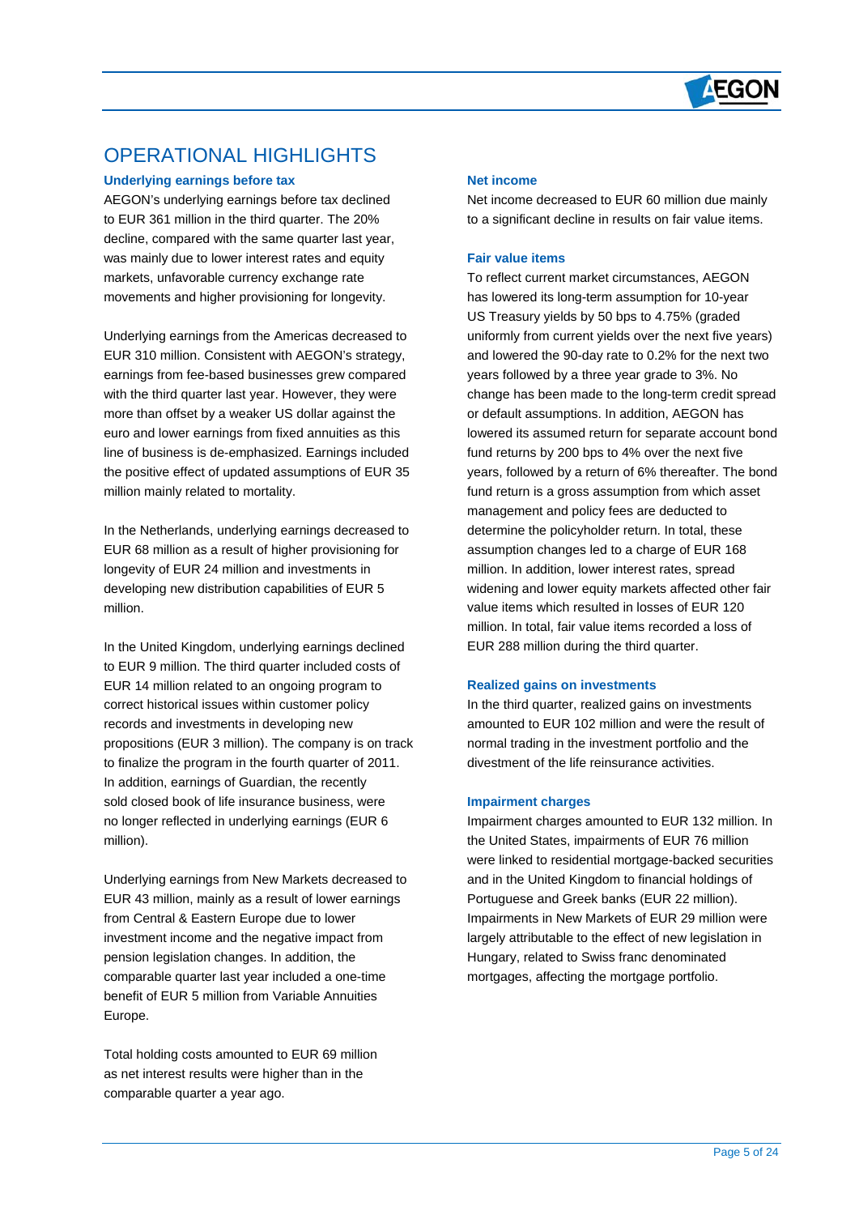## OPERATIONAL HIGHLIGHTS

### Underlying earnings before tax

AEGON's underlying earnings before tax declined to EUR 361 million in the third quarter. The 20% decline, compared with the same quarter last year, was mainly due to lower interest rates and equity markets, unfavorable currency exchange rate movements and higher provisioning for longevity.

Underlying earnings from the Americas decreased to EUR 310 million. Consistent with AEGON's strategy, earnings from fee-based businesses grew compared with the third quarter last year. However, they were more than offset by a weaker US dollar against the euro and lower earnings from fixed annuities as this line of business is de-emphasized. Earnings included the positive effect of updated assumptions of EUR 35 million mainly related to mortality.

In the Netherlands, underlying earnings decreased to EUR 68 million as a result of higher provisioning for longevity of EUR 24 million and investments in developing new distribution capabilities of EUR 5 million.

In the United Kingdom, underlying earnings declined to EUR 9 million. The third quarter included costs of EUR 14 million related to an ongoing program to correct historical issues within customer policy records and investments in developing new propositions (EUR 3 million). The company is on track to finalize the program in the fourth quarter of 2011. In addition, earnings of Guardian, the recently sold closed book of life insurance business, were no longer reflected in underlying earnings (EUR 6 million).

Underlying earnings from New Markets decreased to EUR 43 million, mainly as a result of lower earnings from Central & Eastern Europe due to lower investment income and the negative impact from pension legislation changes. In addition, the comparable quarter last year included a one-time benefit of EUR 5 million from Variable Annuities Europe.

Total holding costs amounted to EUR 69 million as net interest results were higher than in the comparable quarter a year ago.

### Net income

Net income decreased to EUR 60 million due mainly to a significant decline in results on fair value items.

### Fair value items

To reflect current market circumstances, AEGON has lowered its long-term assumption for 10-year US Treasury yields by 50 bps to 4.75% (graded uniformly from current yields over the next five years) and lowered the 90-day rate to 0.2% for the next two years followed by a three year grade to 3%. No change has been made to the long-term credit spread or default assumptions. In addition, AEGON has lowered its assumed return for separate account bond fund returns by 200 bps to 4% over the next five years, followed by a return of 6% thereafter. The bond fund return is a gross assumption from which asset management and policy fees are deducted to determine the policyholder return. In total, these assumption changes led to a charge of EUR 168 million. In addition, lower interest rates, spread widening and lower equity markets affected other fair value items which resulted in losses of EUR 120 million. In total, fair value items recorded a loss of EUR 288 million during the third quarter.

### Realized gains on investments

In the third quarter, realized gains on investments amounted to EUR 102 million and were the result of normal trading in the investment portfolio and the divestment of the life reinsurance activities.

### Impairment charges

Impairment charges amounted to EUR 132 million. In the United States, impairments of EUR 76 million were linked to residential mortgage-backed securities and in the United Kingdom to financial holdings of Portuguese and Greek banks (EUR 22 million). Impairments in New Markets of EUR 29 million were largely attributable to the effect of new legislation in Hungary, related to Swiss franc denominated mortgages, affecting the mortgage portfolio.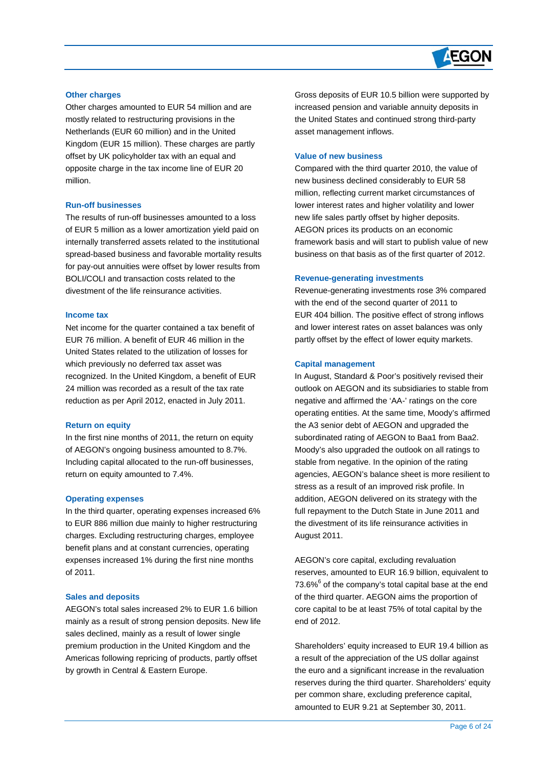### Other charges

Other charges amounted to EUR 54 million and are mostly related to restructuring provisions in the Netherlands (EUR 60 million) and in the United Kingdom (EUR 15 million). These charges are partly offset by UK policyholder tax with an equal and opposite charge in the tax income line of EUR 20 million.

### Run-off businesses

The results of run-off businesses amounted to a loss of EUR 5 million as a lower amortization yield paid on internally transferred assets related to the institutional spread-based business and favorable mortality results for pay-out annuities were offset by lower results from BOLI/COLI and transaction costs related to the divestment of the life reinsurance activities.

### Income tax

Net income for the quarter contained a tax benefit of EUR 76 million. A benefit of EUR 46 million in the United States related to the utilization of losses for which previously no deferred tax asset was recognized. In the United Kingdom, a benefit of EUR 24 million was recorded as a result of the tax rate reduction as per April 2012, enacted in July 2011.

### Return on equity

In the first nine months of 2011, the return on equity of AEGON's ongoing business amounted to 8.7%. Including capital allocated to the run-off businesses, return on equity amounted to 7.4%.

### Operating expenses

In the third quarter, operating expenses increased 6% to EUR 886 million due mainly to higher restructuring charges. Excluding restructuring charges, employee benefit plans and at constant currencies, operating expenses increased 1% during the first nine months of 2011.

### Sales and deposits

AEGON's total sales increased 2% to EUR 1.6 billion mainly as a result of strong pension deposits. New life sales declined, mainly as a result of lower single premium production in the United Kingdom and the Americas following repricing of products, partly offset by growth in Central & Eastern Europe.

Gross deposits of EUR 10.5 billion were supported by increased pension and variable annuity deposits in the United States and continued strong third-party asset management inflows.

### Value of new business

Compared with the third quarter 2010, the value of new business declined considerably to EUR 58 million, reflecting current market circumstances of lower interest rates and higher volatility and lower new life sales partly offset by higher deposits. AEGON prices its products on an economic framework basis and will start to publish value of new business on that basis as of the first quarter of 2012.

### Revenue-generating investments

Revenue-generating investments rose 3% compared with the end of the second quarter of 2011 to EUR 404 billion. The positive effect of strong inflows and lower interest rates on asset balances was only partly offset by the effect of lower equity markets.

### Capital management

In August, Standard & Poor's positively revised their outlook on AEGON and its subsidiaries to stable from negative and affirmed the 'AA-' ratings on the core operating entities. At the same time, Moody's affirmed the A3 senior debt of AEGON and upgraded the subordinated rating of AEGON to Baa1 from Baa2. Moody's also upgraded the outlook on all ratings to stable from negative. In the opinion of the rating agencies, AEGON's balance sheet is more resilient to stress as a result of an improved risk profile. In addition, AEGON delivered on its strategy with the full repayment to the Dutch State in June 2011 and the divestment of its life reinsurance activities in August 2011.

AEGON's core capital, excluding revaluation reserves, amounted to EUR 16.9 billion, equivalent to 73.6%[6] of the company's total capital base at the end of the third quarter. AEGON aims the proportion of core capital to be at least 75% of total capital by the end of 2012.

Shareholders' equity increased to EUR 19.4 billion as a result of the appreciation of the US dollar against the euro and a significant increase in the revaluation reserves during the third quarter. Shareholders' equity per common share, excluding preference capital, amounted to EUR 9.21 at September 30, 2011.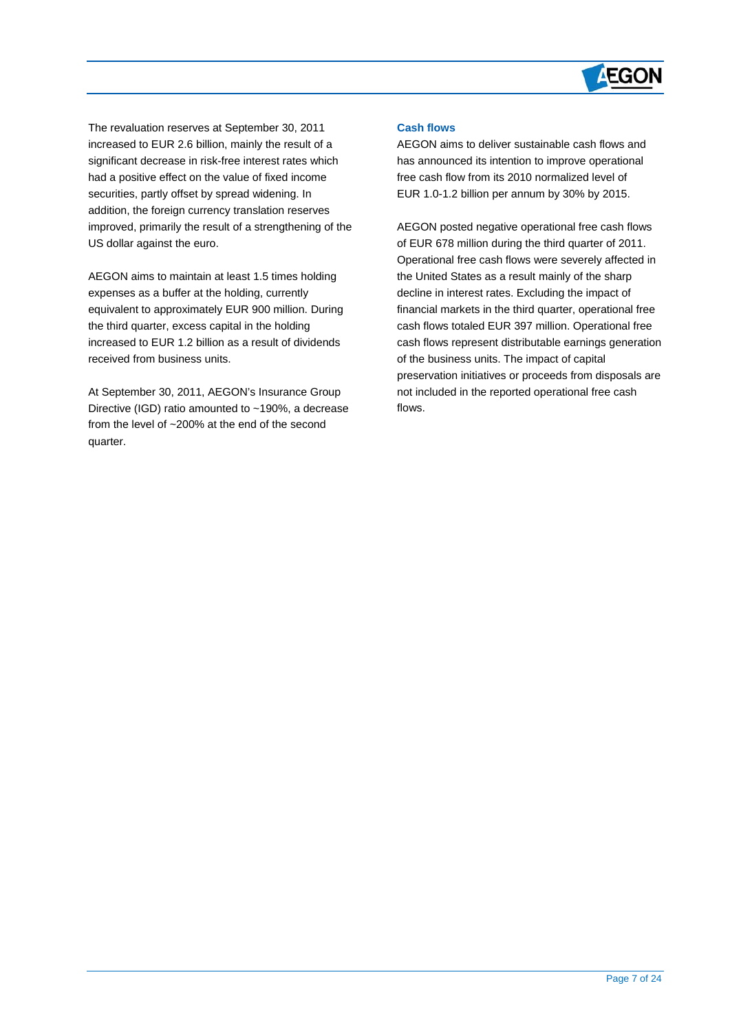The revaluation reserves at September 30, 2011 increased to EUR 2.6 billion, mainly the result of a significant decrease in risk-free interest rates which had a positive effect on the value of fixed income securities, partly offset by spread widening. In addition, the foreign currency translation reserves improved, primarily the result of a strengthening of the US dollar against the euro.

AEGON aims to maintain at least 1.5 times holding expenses as a buffer at the holding, currently equivalent to approximately EUR 900 million. During the third quarter, excess capital in the holding increased to EUR 1.2 billion as a result of dividends received from business units.

At September 30, 2011, AEGON's Insurance Group Directive (IGD) ratio amounted to ~190%, a decrease from the level of ~200% at the end of the second quarter.

### Cash flows

AEGON aims to deliver sustainable cash flows and has announced its intention to improve operational free cash flow from its 2010 normalized level of EUR 1.0-1.2 billion per annum by 30% by 2015.

AEGON posted negative operational free cash flows of EUR 678 million during the third quarter of 2011. Operational free cash flows were severely affected in the United States as a result mainly of the sharp decline in interest rates. Excluding the impact of financial markets in the third quarter, operational free cash flows totaled EUR 397 million. Operational free cash flows represent distributable earnings generation of the business units. The impact of capital preservation initiatives or proceeds from disposals are not included in the reported operational free cash flows.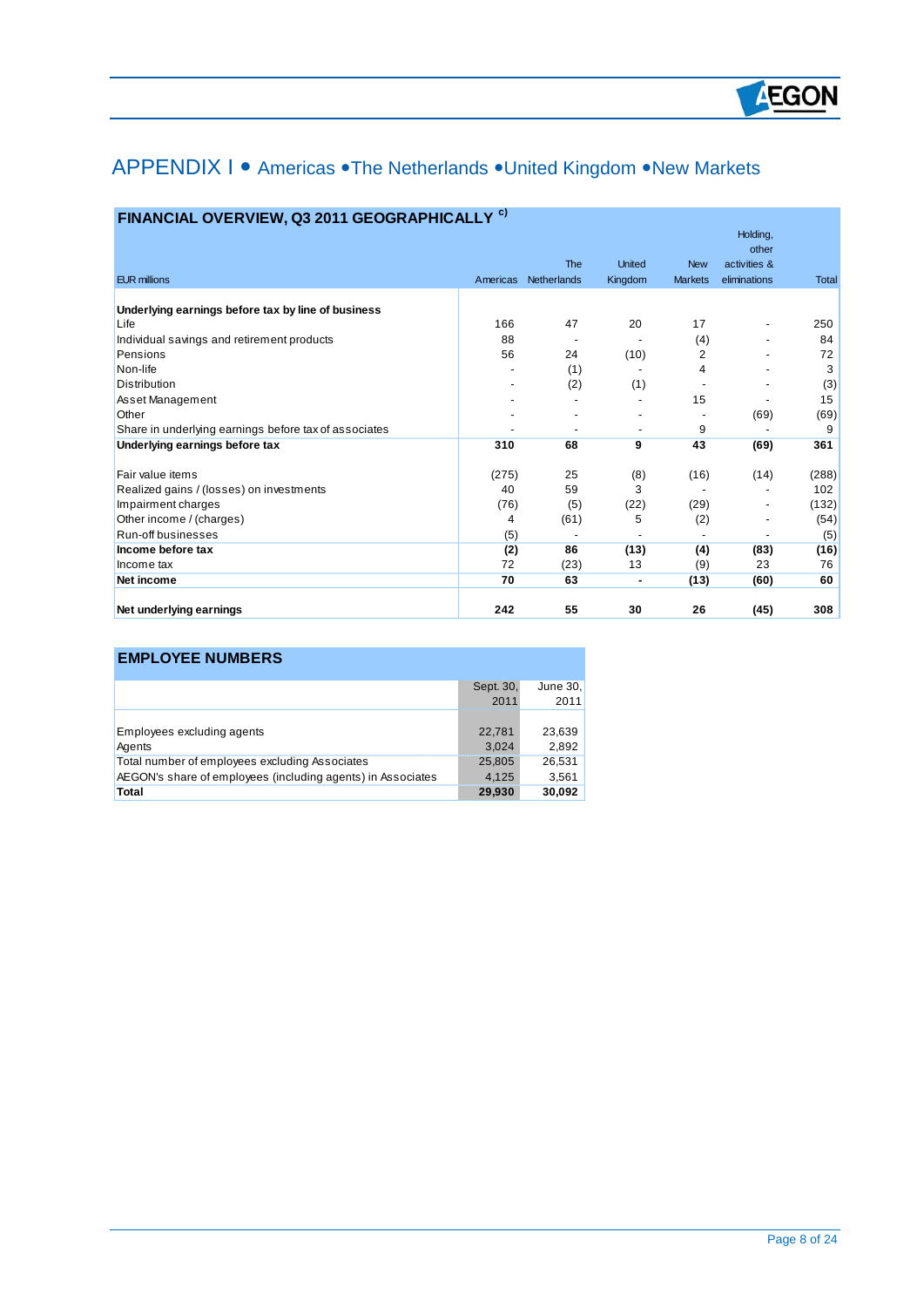# APPENDIX I • Americas • The Netherlands • United Kingdom • New Markets

## FINANCIAL OVERVIEW, Q3 2011 GEOGRAPHICALLY [c)]

| EUR millions | Americas | The Netherlands | United Kingdom | New Markets | Holding, other activities & eliminations | Total |
|---|---|---|---|---|---|---|
| **Underlying earnings before tax by line of business** | | | | | | |
| Life | 166 | 47 | 20 | 17 | - | 250 |
| Individual savings and retirement products | 88 | - | - | (4) | - | 84 |
| Pensions | 56 | 24 | (10) | 2 | - | 72 |
| Non-life | - | (1) | - | 4 | - | 3 |
| Distribution | - | (2) | (1) | - | - | (3) |
| Asset Management | - | - | - | 15 | - | 15 |
| Other | - | - | - | - | (69) | (69) |
| Share in underlying earnings before tax of associates | - | - | - | 9 | - | 9 |
| **Underlying earnings before tax** | **310** | **68** | **9** | **43** | **(69)** | **361** |
| | | | | | | |
| Fair value items | (275) | 25 | (8) | (16) | (14) | (288) |
| Realized gains / (losses) on investments | 40 | 59 | 3 | - | - | 102 |
| Impairment charges | (76) | (5) | (22) | (29) | - | (132) |
| Other income / (charges) | 4 | (61) | 5 | (2) | - | (54) |
| Run-off businesses | (5) | - | - | - | - | (5) |
| **Income before tax** | **(2)** | **86** | **(13)** | **(4)** | **(83)** | **(16)** |
| Income tax | 72 | (23) | 13 | (9) | 23 | 76 |
| **Net income** | **70** | **63** | **-** | **(13)** | **(60)** | **60** |
| | | | | | | |
| **Net underlying earnings** | **242** | **55** | **30** | **26** | **(45)** | **308** |

## EMPLOYEE NUMBERS

| | Sept. 30, 2011 | June 30, 2011 |
|---|---|---|
| Employees excluding agents | 22,781 | 23,639 |
| Agents | 3,024 | 2,892 |
| Total number of employees excluding Associates | 25,805 | 26,531 |
| AEGON's share of employees (including agents) in Associates | 4,125 | 3,561 |
| **Total** | **29,930** | **30,092** |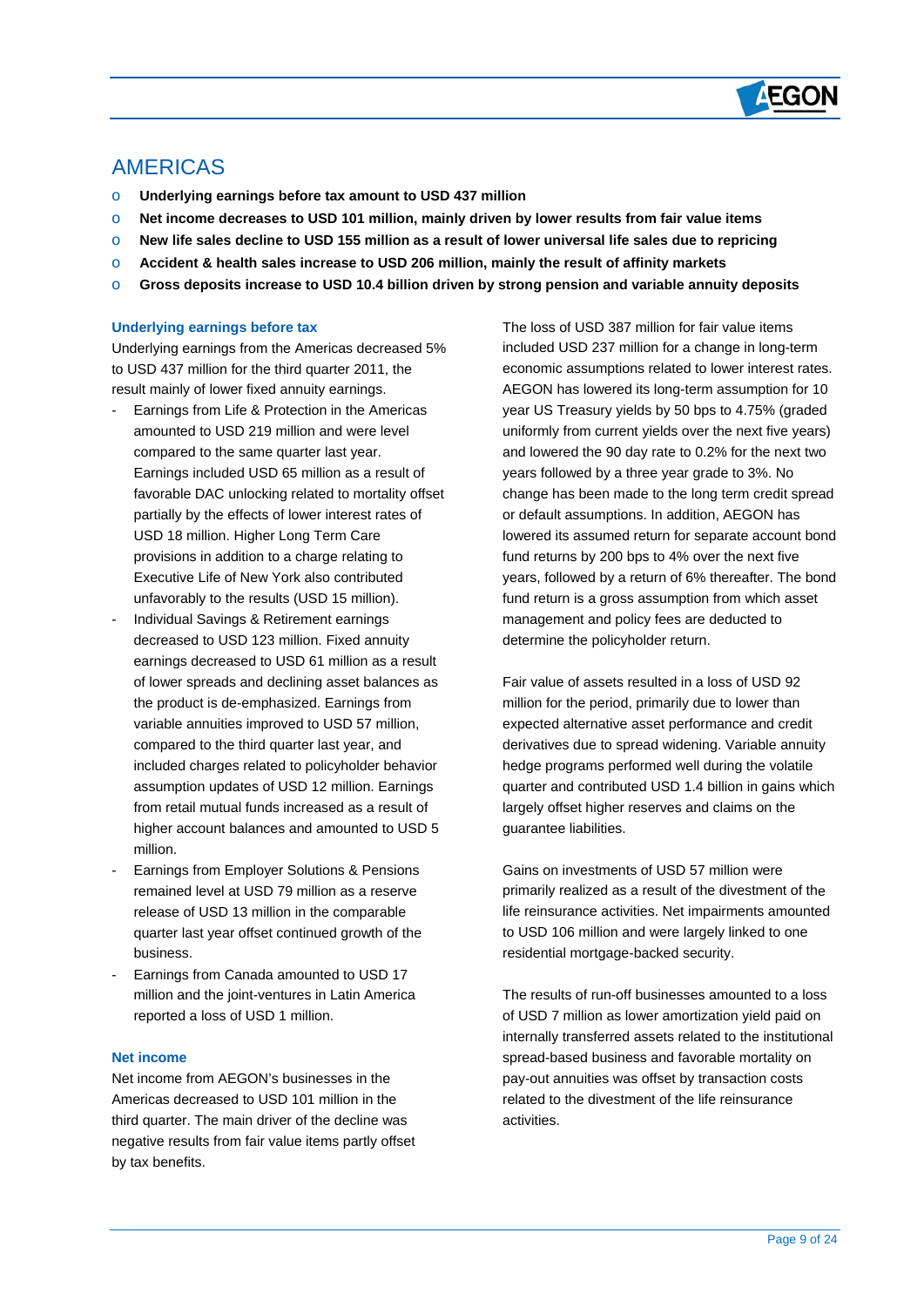# AMERICAS

- **Underlying earnings before tax amount to USD 437 million**
- **Net income decreases to USD 101 million, mainly driven by lower results from fair value items**
- **New life sales decline to USD 155 million as a result of lower universal life sales due to repricing**
- **Accident & health sales increase to USD 206 million, mainly the result of affinity markets**
- **Gross deposits increase to USD 10.4 billion driven by strong pension and variable annuity deposits**

### Underlying earnings before tax

Underlying earnings from the Americas decreased 5% to USD 437 million for the third quarter 2011, the result mainly of lower fixed annuity earnings.

- Earnings from Life & Protection in the Americas amounted to USD 219 million and were level compared to the same quarter last year. Earnings included USD 65 million as a result of favorable DAC unlocking related to mortality offset partially by the effects of lower interest rates of USD 18 million. Higher Long Term Care provisions in addition to a charge relating to Executive Life of New York also contributed unfavorably to the results (USD 15 million).
- Individual Savings & Retirement earnings decreased to USD 123 million. Fixed annuity earnings decreased to USD 61 million as a result of lower spreads and declining asset balances as the product is de-emphasized. Earnings from variable annuities improved to USD 57 million, compared to the third quarter last year, and included charges related to policyholder behavior assumption updates of USD 12 million. Earnings from retail mutual funds increased as a result of higher account balances and amounted to USD 5 million.
- Earnings from Employer Solutions & Pensions remained level at USD 79 million as a reserve release of USD 13 million in the comparable quarter last year offset continued growth of the business.
- Earnings from Canada amounted to USD 17 million and the joint-ventures in Latin America reported a loss of USD 1 million.

### Net income

Net income from AEGON's businesses in the Americas decreased to USD 101 million in the third quarter. The main driver of the decline was negative results from fair value items partly offset by tax benefits.

The loss of USD 387 million for fair value items included USD 237 million for a change in long-term economic assumptions related to lower interest rates. AEGON has lowered its long-term assumption for 10 year US Treasury yields by 50 bps to 4.75% (graded uniformly from current yields over the next five years) and lowered the 90 day rate to 0.2% for the next two years followed by a three year grade to 3%. No change has been made to the long term credit spread or default assumptions. In addition, AEGON has lowered its assumed return for separate account bond fund returns by 200 bps to 4% over the next five years, followed by a return of 6% thereafter. The bond fund return is a gross assumption from which asset management and policy fees are deducted to determine the policyholder return.

Fair value of assets resulted in a loss of USD 92 million for the period, primarily due to lower than expected alternative asset performance and credit derivatives due to spread widening. Variable annuity hedge programs performed well during the volatile quarter and contributed USD 1.4 billion in gains which largely offset higher reserves and claims on the guarantee liabilities.

Gains on investments of USD 57 million were primarily realized as a result of the divestment of the life reinsurance activities. Net impairments amounted to USD 106 million and were largely linked to one residential mortgage-backed security.

The results of run-off businesses amounted to a loss of USD 7 million as lower amortization yield paid on internally transferred assets related to the institutional spread-based business and favorable mortality on pay-out annuities was offset by transaction costs related to the divestment of the life reinsurance activities.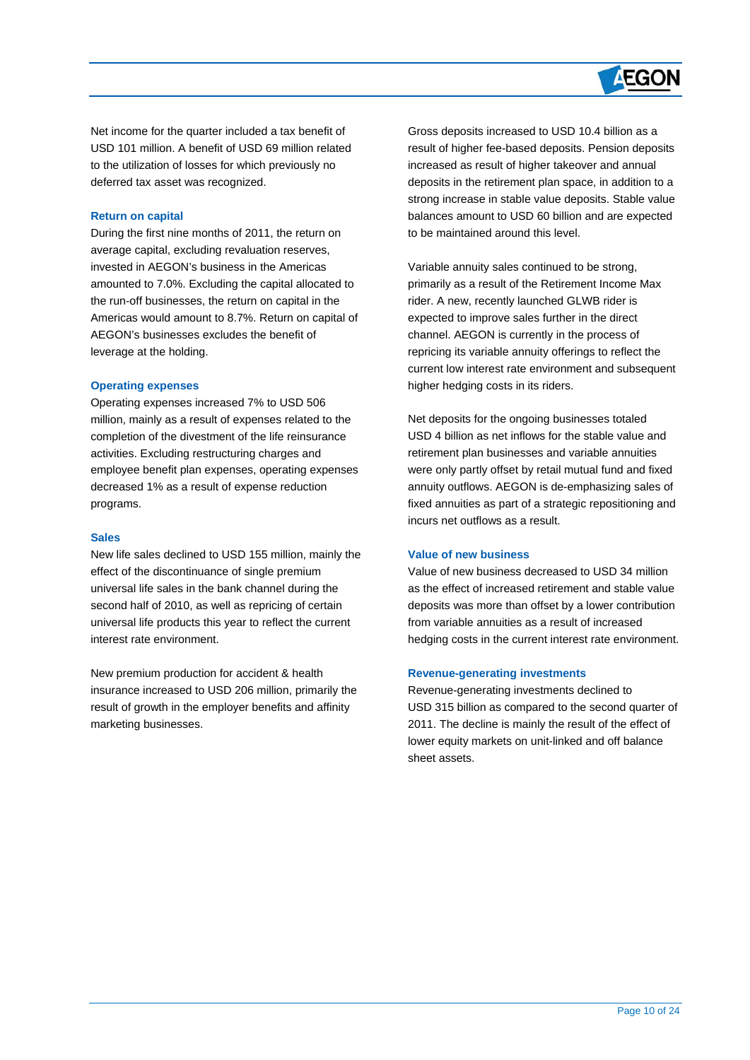Net income for the quarter included a tax benefit of USD 101 million. A benefit of USD 69 million related to the utilization of losses for which previously no deferred tax asset was recognized.

### Return on capital

During the first nine months of 2011, the return on average capital, excluding revaluation reserves, invested in AEGON's business in the Americas amounted to 7.0%. Excluding the capital allocated to the run-off businesses, the return on capital in the Americas would amount to 8.7%. Return on capital of AEGON's businesses excludes the benefit of leverage at the holding.

### Operating expenses

Operating expenses increased 7% to USD 506 million, mainly as a result of expenses related to the completion of the divestment of the life reinsurance activities. Excluding restructuring charges and employee benefit plan expenses, operating expenses decreased 1% as a result of expense reduction programs.

### Sales

New life sales declined to USD 155 million, mainly the effect of the discontinuance of single premium universal life sales in the bank channel during the second half of 2010, as well as repricing of certain universal life products this year to reflect the current interest rate environment.

New premium production for accident & health insurance increased to USD 206 million, primarily the result of growth in the employer benefits and affinity marketing businesses.

Gross deposits increased to USD 10.4 billion as a result of higher fee-based deposits. Pension deposits increased as result of higher takeover and annual deposits in the retirement plan space, in addition to a strong increase in stable value deposits. Stable value balances amount to USD 60 billion and are expected to be maintained around this level.

Variable annuity sales continued to be strong, primarily as a result of the Retirement Income Max rider. A new, recently launched GLWB rider is expected to improve sales further in the direct channel. AEGON is currently in the process of repricing its variable annuity offerings to reflect the current low interest rate environment and subsequent higher hedging costs in its riders.

Net deposits for the ongoing businesses totaled USD 4 billion as net inflows for the stable value and retirement plan businesses and variable annuities were only partly offset by retail mutual fund and fixed annuity outflows. AEGON is de-emphasizing sales of fixed annuities as part of a strategic repositioning and incurs net outflows as a result.

### Value of new business

Value of new business decreased to USD 34 million as the effect of increased retirement and stable value deposits was more than offset by a lower contribution from variable annuities as a result of increased hedging costs in the current interest rate environment.

### Revenue-generating investments

Revenue-generating investments declined to USD 315 billion as compared to the second quarter of 2011. The decline is mainly the result of the effect of lower equity markets on unit-linked and off balance sheet assets.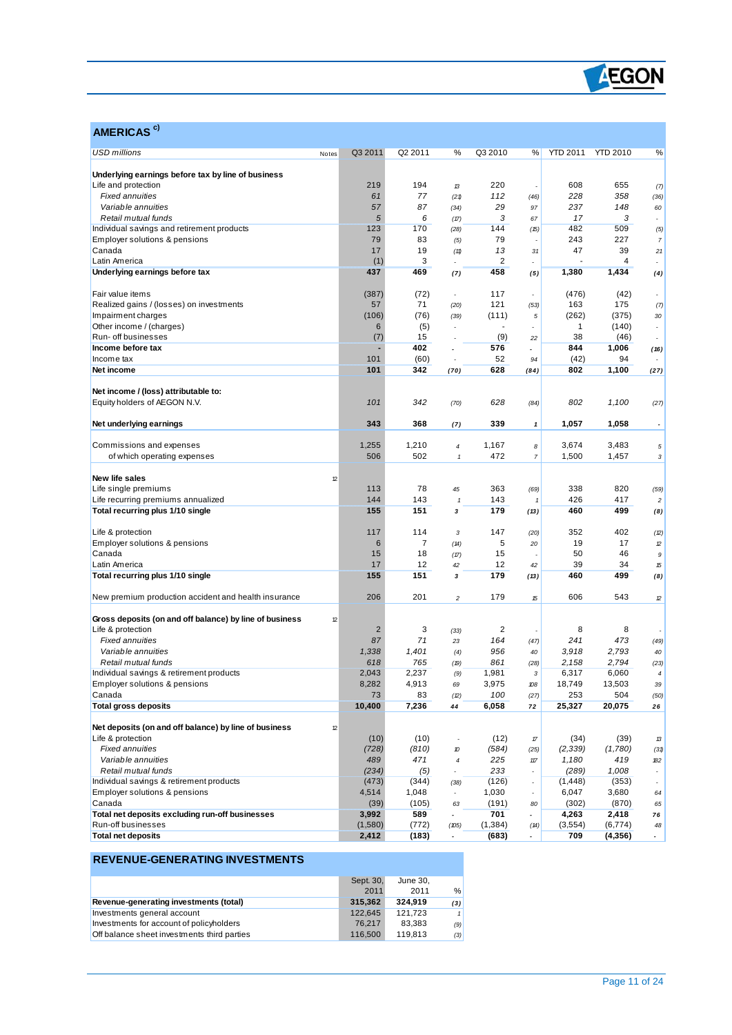## AMERICAS [c)]

| USD millions | Notes | Q3 2011 | Q2 2011 | % | Q3 2010 | % | YTD 2011 | YTD 2010 | % |
|---|---|---|---|---|---|---|---|---|---|
| **Underlying earnings before tax by line of business** | | | | | | | | | |
| Life and protection | | 219 | 194 | 13 | 220 | - | 608 | 655 | (7) |
| *Fixed annuities* | | *61* | *77* | (21) | *112* | (46) | *228* | *358* | (36) |
| *Variable annuities* | | *57* | *87* | (34) | *29* | 97 | *237* | *148* | 60 |
| *Retail mutual funds* | | *5* | *6* | (17) | *3* | 67 | *17* | *3* | - |
| Individual savings and retirement products | | 123 | 170 | (28) | 144 | (15) | 482 | 509 | (5) |
| Employer solutions & pensions | | 79 | 83 | (5) | 79 | - | 243 | 227 | 7 |
| Canada | | 17 | 19 | (11) | 13 | 31 | 47 | 39 | 21 |
| Latin America | | (1) | 3 | - | 2 | - | - | 4 | - |
| **Underlying earnings before tax** | | **437** | **469** | **(7)** | **458** | **(5)** | **1,380** | **1,434** | **(4)** |
| | | | | | | | | | |
| Fair value items | | (387) | (72) | - | 117 | - | (476) | (42) | - |
| Realized gains / (losses) on investments | | 57 | 71 | (20) | 121 | (53) | 163 | 175 | (7) |
| Impairment charges | | (106) | (76) | (39) | (111) | 5 | (262) | (375) | 30 |
| Other income / (charges) | | 6 | (5) | - | - | - | 1 | (140) | - |
| Run- off businesses | | (7) | 15 | - | (9) | 22 | 38 | (46) | - |
| **Income before tax** | | **-** | **402** | **-** | **576** | **-** | **844** | **1,006** | **(16)** |
| Income tax | | 101 | (60) | - | 52 | 94 | (42) | 94 | - |
| **Net income** | | **101** | **342** | **(70)** | **628** | **(84)** | **802** | **1,100** | **(27)** |
| | | | | | | | | | |
| **Net income / (loss) attributable to:** | | | | | | | | | |
| Equity holders of AEGON N.V. | | *101* | *342* | (70) | *628* | (84) | *802* | *1,100* | (27) |
| | | | | | | | | | |
| **Net underlying earnings** | | **343** | **368** | **(7)** | **339** | **1** | **1,057** | **1,058** | **-** |
| | | | | | | | | | |
| Commissions and expenses | | 1,255 | 1,210 | 4 | 1,167 | 8 | 3,674 | 3,483 | 5 |
| of which operating expenses | | 506 | 502 | 1 | 472 | 7 | 1,500 | 1,457 | 3 |
| | | | | | | | | | |
| **New life sales** | 12 | | | | | | | | |
| Life single premiums | | 113 | 78 | 45 | 363 | (69) | 338 | 820 | (59) |
| Life recurring premiums annualized | | 144 | 143 | 1 | 143 | 1 | 426 | 417 | 2 |
| **Total recurring plus 1/10 single** | | **155** | **151** | **3** | **179** | **(13)** | **460** | **499** | **(8)** |
| | | | | | | | | | |
| Life & protection | | 117 | 114 | 3 | 147 | (20) | 352 | 402 | (12) |
| Employer solutions & pensions | | 6 | 7 | (14) | 5 | 20 | 19 | 17 | 12 |
| Canada | | 15 | 18 | (17) | 15 | - | 50 | 46 | 9 |
| Latin America | | 17 | 12 | 42 | 12 | 42 | 39 | 34 | 15 |
| **Total recurring plus 1/10 single** | | **155** | **151** | **3** | **179** | **(13)** | **460** | **499** | **(8)** |
| | | | | | | | | | |
| New premium production accident and health insurance | | 206 | 201 | 2 | 179 | 15 | 606 | 543 | 12 |
| | | | | | | | | | |
| **Gross deposits (on and off balance) by line of business** | 12 | | | | | | | | |
| Life & protection | | 2 | 3 | (33) | 2 | - | 8 | 8 | - |
| *Fixed annuities* | | *87* | *71* | 23 | *164* | (47) | *241* | *473* | (49) |
| *Variable annuities* | | *1,338* | *1,401* | (4) | *956* | 40 | *3,918* | *2,793* | 40 |
| *Retail mutual funds* | | *618* | *765* | (19) | *861* | (28) | *2,158* | *2,794* | (23) |
| Individual savings & retirement products | | 2,043 | 2,237 | (9) | 1,981 | 3 | 6,317 | 6,060 | 4 |
| Employer solutions & pensions | | 8,282 | 4,913 | 69 | 3,975 | 108 | 18,749 | 13,503 | 39 |
| Canada | | 73 | 83 | (12) | 100 | (27) | 253 | 504 | (50) |
| **Total gross deposits** | | **10,400** | **7,236** | **44** | **6,058** | **72** | **25,327** | **20,075** | **26** |
| | | | | | | | | | |
| **Net deposits (on and off balance) by line of business** | 12 | | | | | | | | |
| Life & protection | | (10) | (10) | - | (12) | 17 | (34) | (39) | 13 |
| *Fixed annuities* | | *(728)* | *(810)* | 10 | *(584)* | (25) | *(2,339)* | *(1,780)* | (31) |
| *Variable annuities* | | *489* | *471* | 4 | *225* | 117 | *1,180* | *419* | 182 |
| *Retail mutual funds* | | *(234)* | *(5)* | - | *233* | - | *(289)* | *1,008* | - |
| Individual savings & retirement products | | (473) | (344) | (38) | (126) | - | (1,448) | (353) | - |
| Employer solutions & pensions | | 4,514 | 1,048 | - | 1,030 | - | 6,047 | 3,680 | 64 |
| Canada | | (39) | (105) | 63 | (191) | 80 | (302) | (870) | 65 |
| **Total net deposits excluding run-off businesses** | | **3,992** | **589** | **-** | **701** | **-** | **4,263** | **2,418** | **76** |
| Run-off businesses | | (1,580) | (772) | (105) | (1,384) | (14) | (3,554) | (6,774) | 48 |
| **Total net deposits** | | **2,412** | **(183)** | **-** | **(683)** | **-** | **709** | **(4,356)** | **-** |

## REVENUE-GENERATING INVESTMENTS

| | Sept. 30, 2011 | June 30, 2011 | % |
|---|---|---|---|
| **Revenue-generating investments (total)** | **315,362** | **324,919** | **(3)** |
| Investments general account | 122,645 | 121,723 | 1 |
| Investments for account of policyholders | 76,217 | 83,383 | (9) |
| Off balance sheet investments third parties | 116,500 | 119,813 | (3) |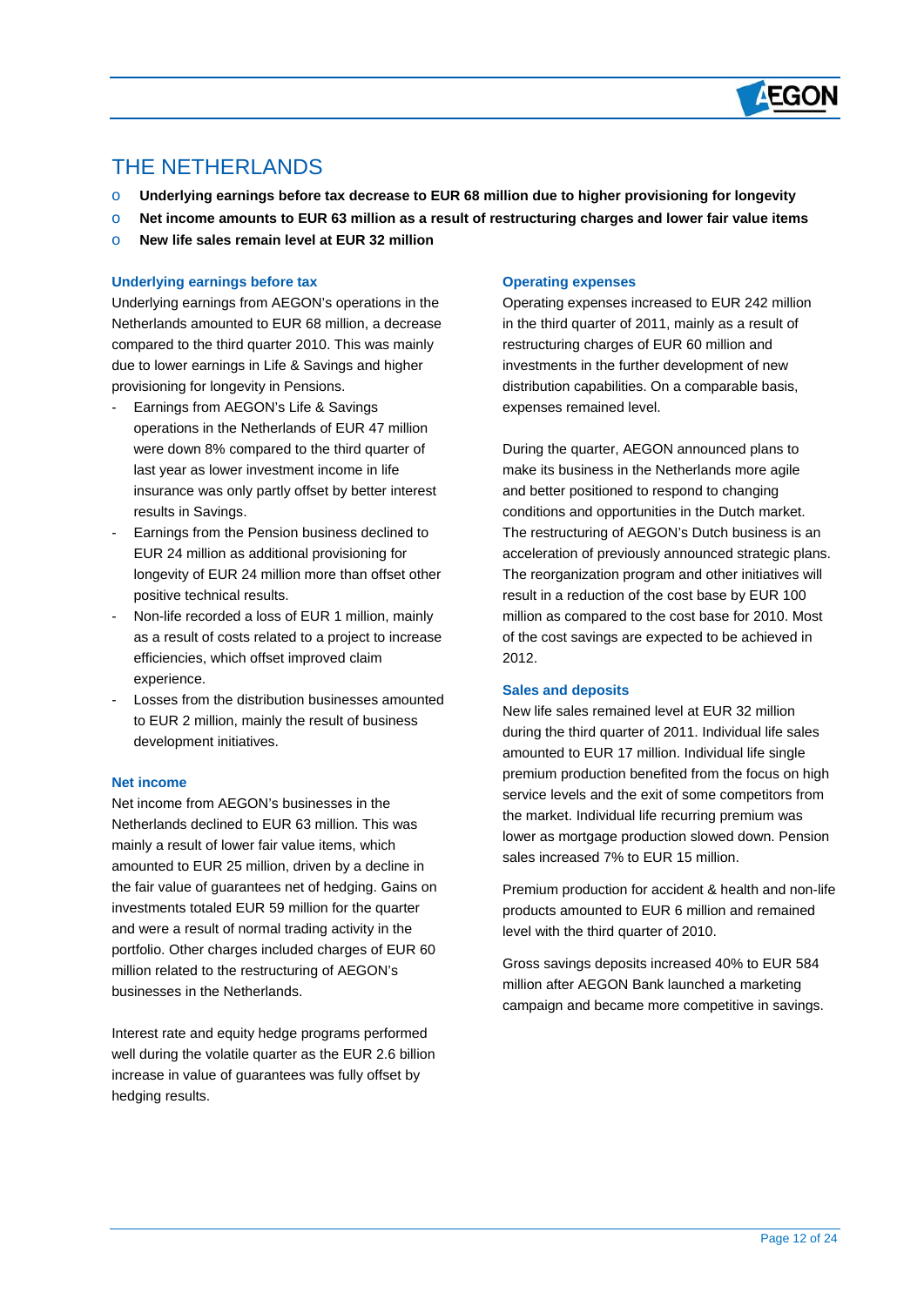# THE NETHERLANDS

- **Underlying earnings before tax decrease to EUR 68 million due to higher provisioning for longevity**
- **Net income amounts to EUR 63 million as a result of restructuring charges and lower fair value items**
- **New life sales remain level at EUR 32 million**

### Underlying earnings before tax

Underlying earnings from AEGON's operations in the Netherlands amounted to EUR 68 million, a decrease compared to the third quarter 2010. This was mainly due to lower earnings in Life & Savings and higher provisioning for longevity in Pensions.

- Earnings from AEGON's Life & Savings operations in the Netherlands of EUR 47 million were down 8% compared to the third quarter of last year as lower investment income in life insurance was only partly offset by better interest results in Savings.
- Earnings from the Pension business declined to EUR 24 million as additional provisioning for longevity of EUR 24 million more than offset other positive technical results.
- Non-life recorded a loss of EUR 1 million, mainly as a result of costs related to a project to increase efficiencies, which offset improved claim experience.
- Losses from the distribution businesses amounted to EUR 2 million, mainly the result of business development initiatives.

### Net income

Net income from AEGON's businesses in the Netherlands declined to EUR 63 million. This was mainly a result of lower fair value items, which amounted to EUR 25 million, driven by a decline in the fair value of guarantees net of hedging. Gains on investments totaled EUR 59 million for the quarter and were a result of normal trading activity in the portfolio. Other charges included charges of EUR 60 million related to the restructuring of AEGON's businesses in the Netherlands.

Interest rate and equity hedge programs performed well during the volatile quarter as the EUR 2.6 billion increase in value of guarantees was fully offset by hedging results.

### Operating expenses

Operating expenses increased to EUR 242 million in the third quarter of 2011, mainly as a result of restructuring charges of EUR 60 million and investments in the further development of new distribution capabilities. On a comparable basis, expenses remained level.

During the quarter, AEGON announced plans to make its business in the Netherlands more agile and better positioned to respond to changing conditions and opportunities in the Dutch market. The restructuring of AEGON's Dutch business is an acceleration of previously announced strategic plans. The reorganization program and other initiatives will result in a reduction of the cost base by EUR 100 million as compared to the cost base for 2010. Most of the cost savings are expected to be achieved in 2012.

### Sales and deposits

New life sales remained level at EUR 32 million during the third quarter of 2011. Individual life sales amounted to EUR 17 million. Individual life single premium production benefited from the focus on high service levels and the exit of some competitors from the market. Individual life recurring premium was lower as mortgage production slowed down. Pension sales increased 7% to EUR 15 million.

Premium production for accident & health and non-life products amounted to EUR 6 million and remained level with the third quarter of 2010.

Gross savings deposits increased 40% to EUR 584 million after AEGON Bank launched a marketing campaign and became more competitive in savings.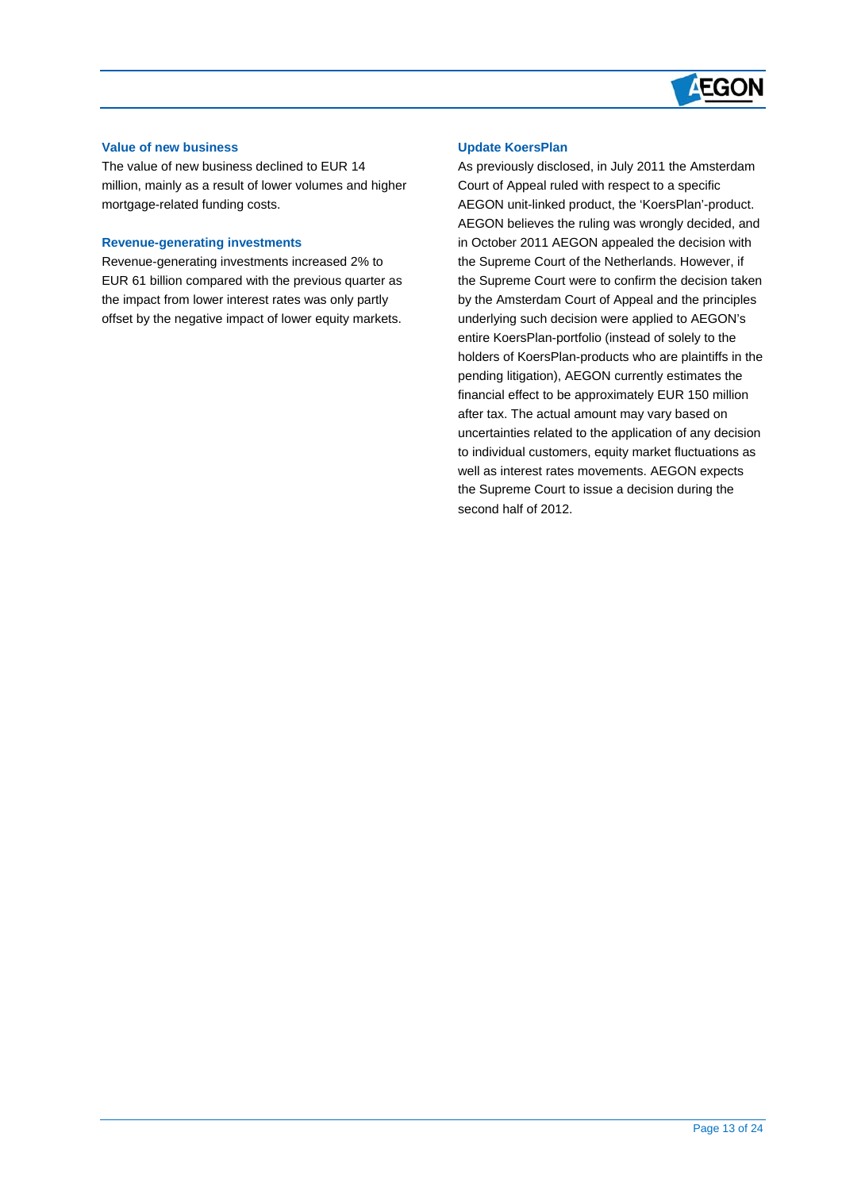### Value of new business

The value of new business declined to EUR 14 million, mainly as a result of lower volumes and higher mortgage-related funding costs.

### Revenue-generating investments

Revenue-generating investments increased 2% to EUR 61 billion compared with the previous quarter as the impact from lower interest rates was only partly offset by the negative impact of lower equity markets.

### Update KoersPlan

As previously disclosed, in July 2011 the Amsterdam Court of Appeal ruled with respect to a specific AEGON unit-linked product, the 'KoersPlan'-product. AEGON believes the ruling was wrongly decided, and in October 2011 AEGON appealed the decision with the Supreme Court of the Netherlands. However, if the Supreme Court were to confirm the decision taken by the Amsterdam Court of Appeal and the principles underlying such decision were applied to AEGON's entire KoersPlan-portfolio (instead of solely to the holders of KoersPlan-products who are plaintiffs in the pending litigation), AEGON currently estimates the financial effect to be approximately EUR 150 million after tax. The actual amount may vary based on uncertainties related to the application of any decision to individual customers, equity market fluctuations as well as interest rates movements. AEGON expects the Supreme Court to issue a decision during the second half of 2012.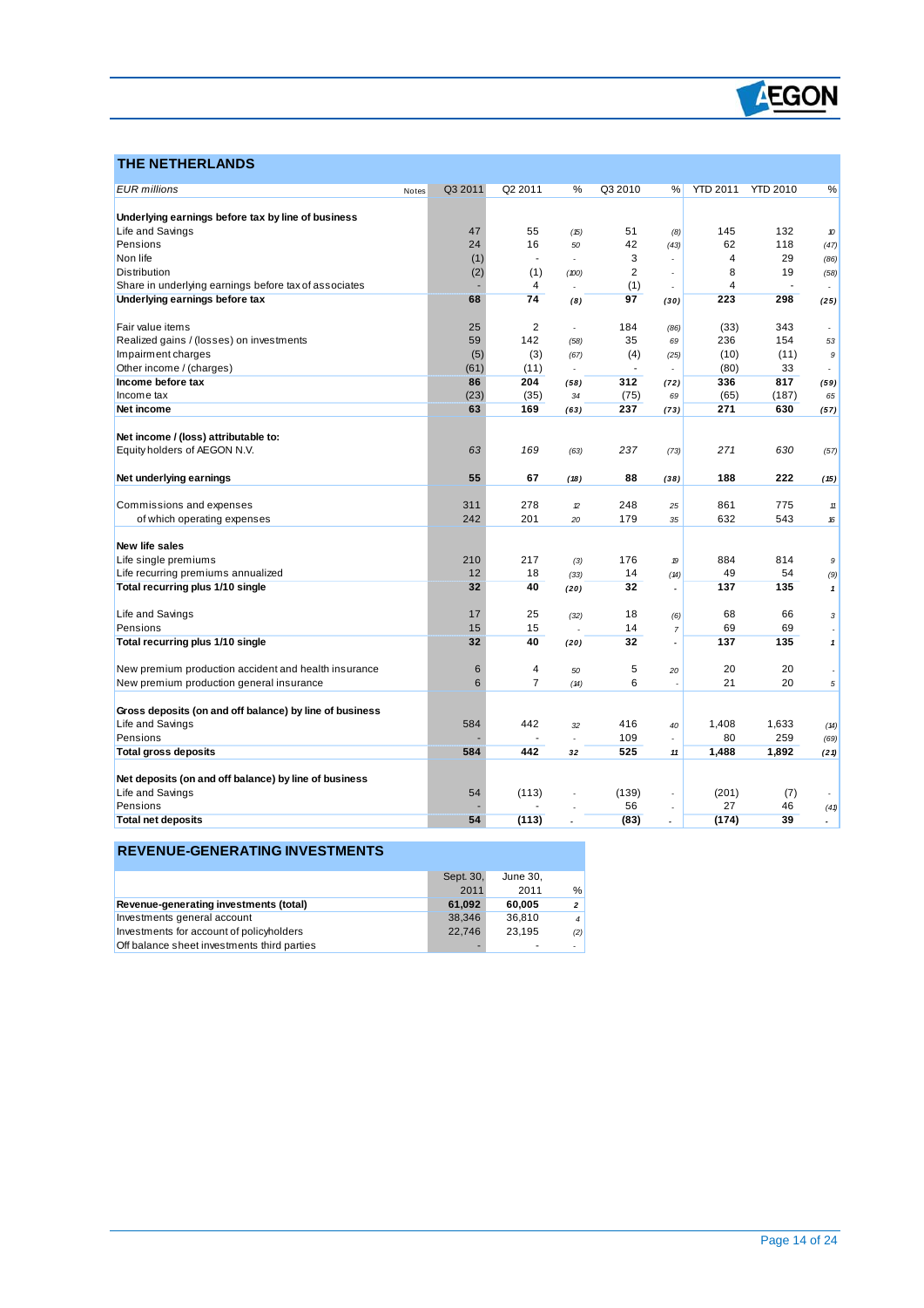## THE NETHERLANDS

| *EUR millions* | Notes | Q3 2011 | Q2 2011 | % | Q3 2010 | % | YTD 2011 | YTD 2010 | % |
|---|---|---|---|---|---|---|---|---|---|
| **Underlying earnings before tax by line of business** | | | | | | | | | |
| Life and Savings | | 47 | 55 | *(15)* | 51 | *(8)* | 145 | 132 | *10* |
| Pensions | | 24 | 16 | *50* | 42 | *(43)* | 62 | 118 | *(47)* |
| Non life | | (1) | - | *-* | 3 | *-* | 4 | 29 | *(86)* |
| Distribution | | (2) | (1) | *(100)* | 2 | *-* | 8 | 19 | *(58)* |
| Share in underlying earnings before tax of associates | | - | 4 | *-* | (1) | *-* | 4 | - | *-* |
| **Underlying earnings before tax** | | **68** | **74** | ***(8)*** | **97** | ***(30)*** | **223** | **298** | ***(25)*** |
| | | | | | | | | | |
| Fair value items | | 25 | 2 | *-* | 184 | *(86)* | (33) | 343 | *-* |
| Realized gains / (losses) on investments | | 59 | 142 | *(58)* | 35 | *69* | 236 | 154 | *53* |
| Impairment charges | | (5) | (3) | *(67)* | (4) | *(25)* | (10) | (11) | *9* |
| Other income / (charges) | | (61) | (11) | *-* | - | *-* | (80) | 33 | *-* |
| **Income before tax** | | **86** | **204** | ***(58)*** | **312** | ***(72)*** | **336** | **817** | ***(59)*** |
| Income tax | | (23) | (35) | *34* | (75) | *69* | (65) | (187) | *65* |
| **Net income** | | **63** | **169** | ***(63)*** | **237** | ***(73)*** | **271** | **630** | ***(57)*** |
| | | | | | | | | | |
| **Net income / (loss) attributable to:** | | | | | | | | | |
| Equity holders of AEGON N.V. | | *63* | *169* | *(63)* | *237* | *(73)* | *271* | *630* | *(57)* |
| | | | | | | | | | |
| **Net underlying earnings** | | **55** | **67** | ***(18)*** | **88** | ***(38)*** | **188** | **222** | ***(15)*** |
| | | | | | | | | | |
| Commissions and expenses | | 311 | 278 | *12* | 248 | *25* | 861 | 775 | *11* |
| of which operating expenses | | 242 | 201 | *20* | 179 | *35* | 632 | 543 | *16* |
| | | | | | | | | | |
| **New life sales** | | | | | | | | | |
| Life single premiums | | 210 | 217 | *(3)* | 176 | *19* | 884 | 814 | *9* |
| Life recurring premiums annualized | | 12 | 18 | *(33)* | 14 | *(14)* | 49 | 54 | *(9)* |
| **Total recurring plus 1/10 single** | | **32** | **40** | ***(20)*** | **32** | ***-*** | **137** | **135** | ***1*** |
| | | | | | | | | | |
| Life and Savings | | 17 | 25 | *(32)* | 18 | *(6)* | 68 | 66 | *3* |
| Pensions | | 15 | 15 | *-* | 14 | *7* | 69 | 69 | *-* |
| **Total recurring plus 1/10 single** | | **32** | **40** | ***(20)*** | **32** | ***-*** | **137** | **135** | ***1*** |
| | | | | | | | | | |
| New premium production accident and health insurance | | 6 | 4 | *50* | 5 | *20* | 20 | 20 | *-* |
| New premium production general insurance | | 6 | 7 | *(14)* | 6 | *-* | 21 | 20 | *5* |
| | | | | | | | | | |
| **Gross deposits (on and off balance) by line of business** | | | | | | | | | |
| Life and Savings | | 584 | 442 | *32* | 416 | *40* | 1,408 | 1,633 | *(14)* |
| Pensions | | - | - | *-* | 109 | *-* | 80 | 259 | *(69)* |
| **Total gross deposits** | | **584** | **442** | ***32*** | **525** | ***11*** | **1,488** | **1,892** | ***(21)*** |
| | | | | | | | | | |
| **Net deposits (on and off balance) by line of business** | | | | | | | | | |
| Life and Savings | | 54 | (113) | *-* | (139) | *-* | (201) | (7) | *-* |
| Pensions | | - | - | *-* | 56 | *-* | 27 | 46 | *(41)* |
| **Total net deposits** | | **54** | **(113)** | ***-*** | **(83)** | ***-*** | **(174)** | **39** | ***-*** |

## REVENUE-GENERATING INVESTMENTS

| | Sept. 30, 2011 | June 30, 2011 | % |
|---|---|---|---|
| **Revenue-generating investments (total)** | **61,092** | **60,005** | ***2*** |
| Investments general account | 38,346 | 36,810 | *4* |
| Investments for account of policyholders | 22,746 | 23,195 | *(2)* |
| Off balance sheet investments third parties | - | - | *-* |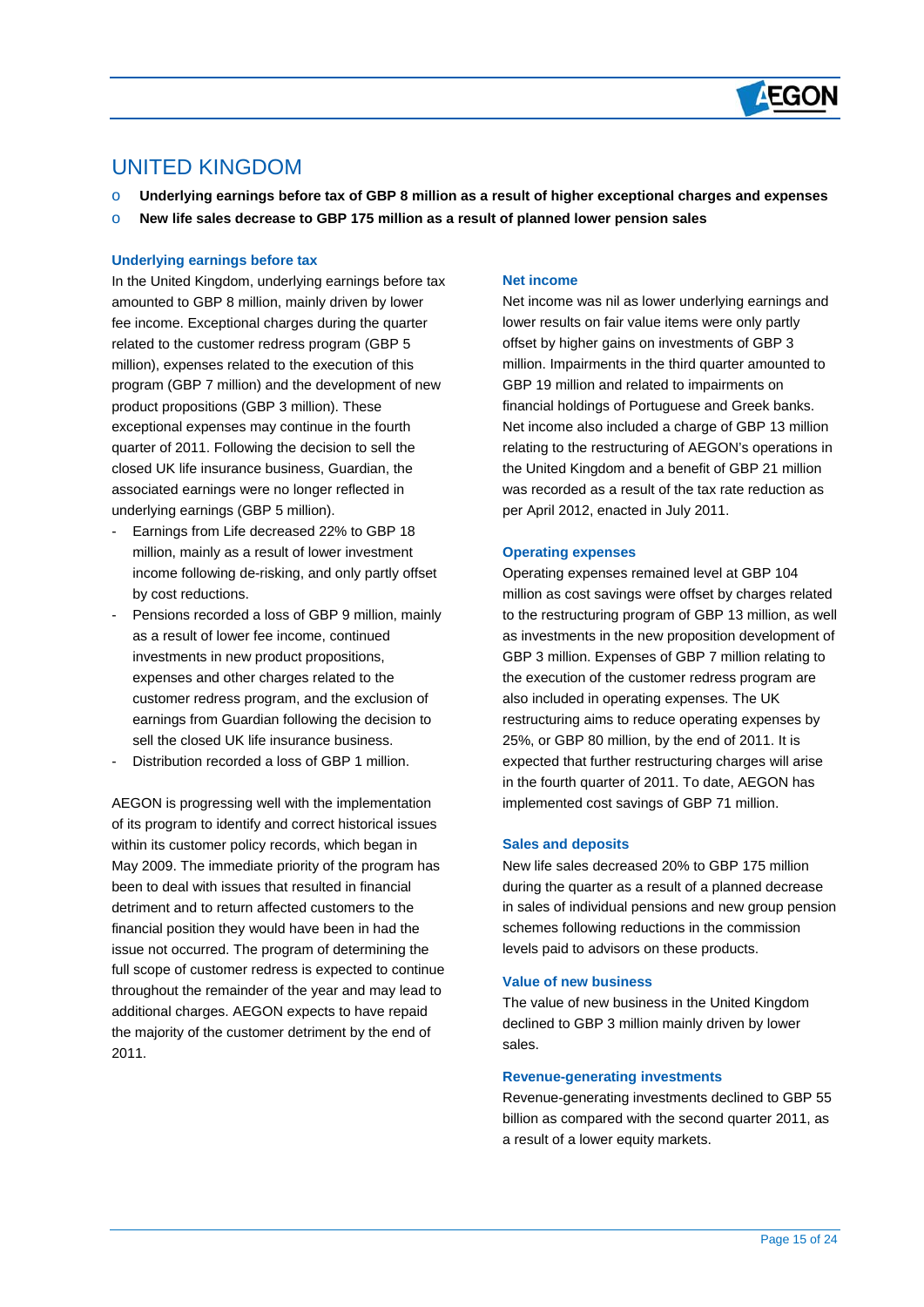# UNITED KINGDOM

- **Underlying earnings before tax of GBP 8 million as a result of higher exceptional charges and expenses**
- **New life sales decrease to GBP 175 million as a result of planned lower pension sales**

### Underlying earnings before tax

In the United Kingdom, underlying earnings before tax amounted to GBP 8 million, mainly driven by lower fee income. Exceptional charges during the quarter related to the customer redress program (GBP 5 million), expenses related to the execution of this program (GBP 7 million) and the development of new product propositions (GBP 3 million). These exceptional expenses may continue in the fourth quarter of 2011. Following the decision to sell the closed UK life insurance business, Guardian, the associated earnings were no longer reflected in underlying earnings (GBP 5 million).

- Earnings from Life decreased 22% to GBP 18 million, mainly as a result of lower investment income following de-risking, and only partly offset by cost reductions.
- Pensions recorded a loss of GBP 9 million, mainly as a result of lower fee income, continued investments in new product propositions, expenses and other charges related to the customer redress program, and the exclusion of earnings from Guardian following the decision to sell the closed UK life insurance business.
- Distribution recorded a loss of GBP 1 million.

AEGON is progressing well with the implementation of its program to identify and correct historical issues within its customer policy records, which began in May 2009. The immediate priority of the program has been to deal with issues that resulted in financial detriment and to return affected customers to the financial position they would have been in had the issue not occurred. The program of determining the full scope of customer redress is expected to continue throughout the remainder of the year and may lead to additional charges. AEGON expects to have repaid the majority of the customer detriment by the end of 2011.

### Net income

Net income was nil as lower underlying earnings and lower results on fair value items were only partly offset by higher gains on investments of GBP 3 million. Impairments in the third quarter amounted to GBP 19 million and related to impairments on financial holdings of Portuguese and Greek banks. Net income also included a charge of GBP 13 million relating to the restructuring of AEGON's operations in the United Kingdom and a benefit of GBP 21 million was recorded as a result of the tax rate reduction as per April 2012, enacted in July 2011.

### Operating expenses

Operating expenses remained level at GBP 104 million as cost savings were offset by charges related to the restructuring program of GBP 13 million, as well as investments in the new proposition development of GBP 3 million. Expenses of GBP 7 million relating to the execution of the customer redress program are also included in operating expenses. The UK restructuring aims to reduce operating expenses by 25%, or GBP 80 million, by the end of 2011. It is expected that further restructuring charges will arise in the fourth quarter of 2011. To date, AEGON has implemented cost savings of GBP 71 million.

### Sales and deposits

New life sales decreased 20% to GBP 175 million during the quarter as a result of a planned decrease in sales of individual pensions and new group pension schemes following reductions in the commission levels paid to advisors on these products.

### Value of new business

The value of new business in the United Kingdom declined to GBP 3 million mainly driven by lower sales.

### Revenue-generating investments

Revenue-generating investments declined to GBP 55 billion as compared with the second quarter 2011, as a result of a lower equity markets.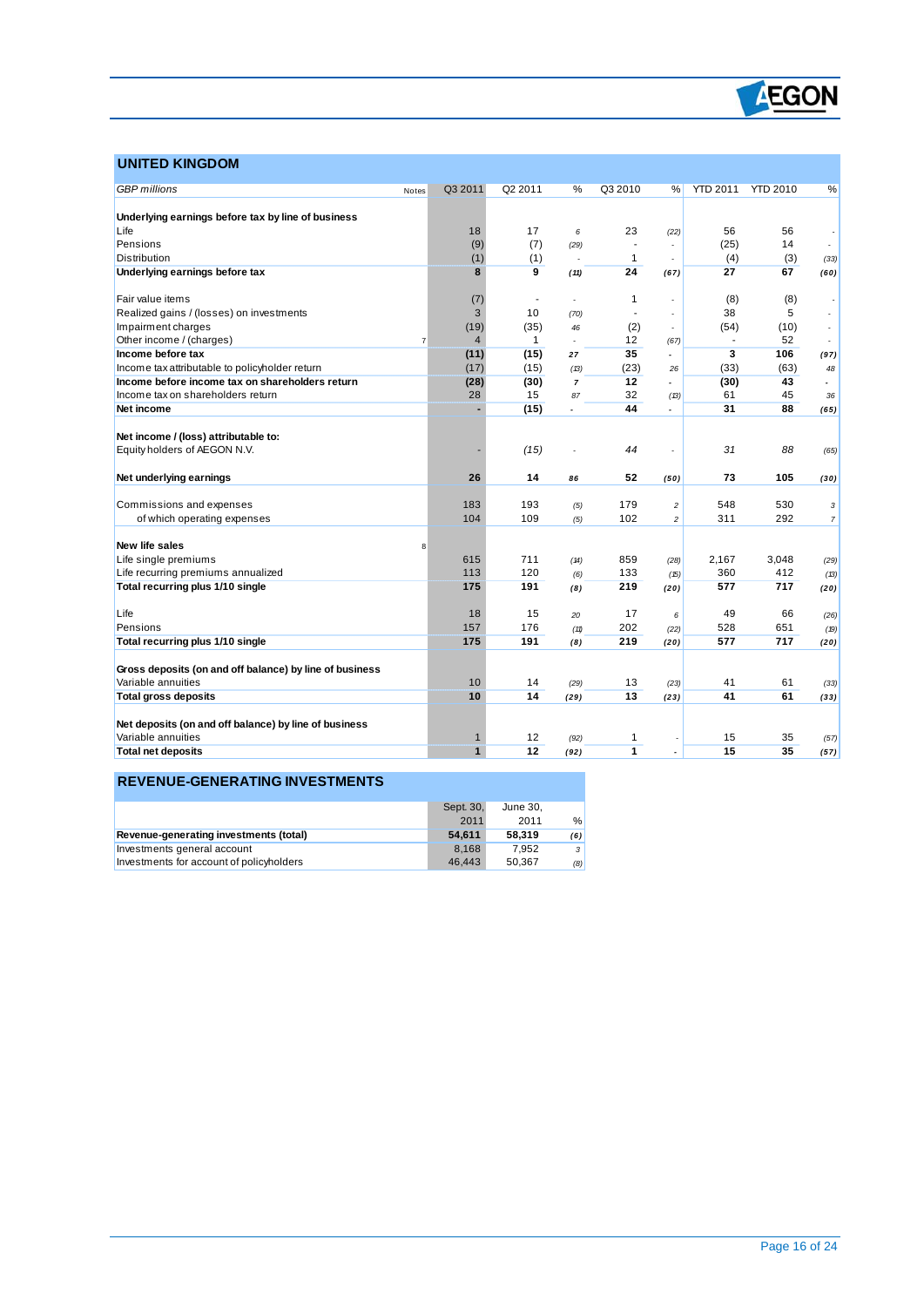## UNITED KINGDOM

| GBP millions | Notes | Q3 2011 | Q2 2011 | % | Q3 2010 | % | YTD 2011 | YTD 2010 | % |
|---|---|---|---|---|---|---|---|---|---|
| **Underlying earnings before tax by line of business** | | | | | | | | | |
| Life | | 18 | 17 | 6 | 23 | (22) | 56 | 56 | - |
| Pensions | | (9) | (7) | (29) | - | - | (25) | 14 | - |
| Distribution | | (1) | (1) | - | 1 | - | (4) | (3) | (33) |
| **Underlying earnings before tax** | | **8** | **9** | **(11)** | **24** | **(67)** | **27** | **67** | **(60)** |
| | | | | | | | | | |
| Fair value items | | (7) | - | - | 1 | - | (8) | (8) | - |
| Realized gains / (losses) on investments | | 3 | 10 | (70) | - | - | 38 | 5 | - |
| Impairment charges | | (19) | (35) | 46 | (2) | - | (54) | (10) | - |
| Other income / (charges) | 7 | 4 | 1 | - | 12 | (67) | - | 52 | - |
| **Income before tax** | | **(11)** | **(15)** | **27** | **35** | **-** | **3** | **106** | **(97)** |
| Income tax attributable to policyholder return | | (17) | (15) | (13) | (23) | 26 | (33) | (63) | 48 |
| **Income before income tax on shareholders return** | | **(28)** | **(30)** | **7** | **12** | **-** | **(30)** | **43** | **-** |
| Income tax on shareholders return | | 28 | 15 | 87 | 32 | (13) | 61 | 45 | 36 |
| **Net income** | | **-** | **(15)** | **-** | **44** | **-** | **31** | **88** | **(65)** |
| | | | | | | | | | |
| **Net income / (loss) attributable to:** | | | | | | | | | |
| Equity holders of AEGON N.V. | | - | *(15)* | - | *44* | - | *31* | *88* | (65) |
| | | | | | | | | | |
| **Net underlying earnings** | | **26** | **14** | **86** | **52** | **(50)** | **73** | **105** | **(30)** |
| | | | | | | | | | |
| Commissions and expenses | | 183 | 193 | (5) | 179 | 2 | 548 | 530 | 3 |
| of which operating expenses | | 104 | 109 | (5) | 102 | 2 | 311 | 292 | 7 |
| | | | | | | | | | |
| **New life sales** | 8 | | | | | | | | |
| Life single premiums | | 615 | 711 | (14) | 859 | (28) | 2,167 | 3,048 | (29) |
| Life recurring premiums annualized | | 113 | 120 | (6) | 133 | (15) | 360 | 412 | (13) |
| **Total recurring plus 1/10 single** | | **175** | **191** | **(8)** | **219** | **(20)** | **577** | **717** | **(20)** |
| | | | | | | | | | |
| Life | | 18 | 15 | 20 | 17 | 6 | 49 | 66 | (26) |
| Pensions | | 157 | 176 | (11) | 202 | (22) | 528 | 651 | (19) |
| **Total recurring plus 1/10 single** | | **175** | **191** | **(8)** | **219** | **(20)** | **577** | **717** | **(20)** |
| | | | | | | | | | |
| **Gross deposits (on and off balance) by line of business** | | | | | | | | | |
| Variable annuities | | 10 | 14 | (29) | 13 | (23) | 41 | 61 | (33) |
| **Total gross deposits** | | **10** | **14** | **(29)** | **13** | **(23)** | **41** | **61** | **(33)** |
| | | | | | | | | | |
| **Net deposits (on and off balance) by line of business** | | | | | | | | | |
| Variable annuities | | 1 | 12 | (92) | 1 | - | 15 | 35 | (57) |
| **Total net deposits** | | **1** | **12** | **(92)** | **1** | **-** | **15** | **35** | **(57)** |

## REVENUE-GENERATING INVESTMENTS

| | Sept. 30, 2011 | June 30, 2011 | % |
|---|---|---|---|
| **Revenue-generating investments (total)** | **54,611** | **58,319** | **(6)** |
| Investments general account | 8,168 | 7,952 | 3 |
| Investments for account of policyholders | 46,443 | 50,367 | (8) |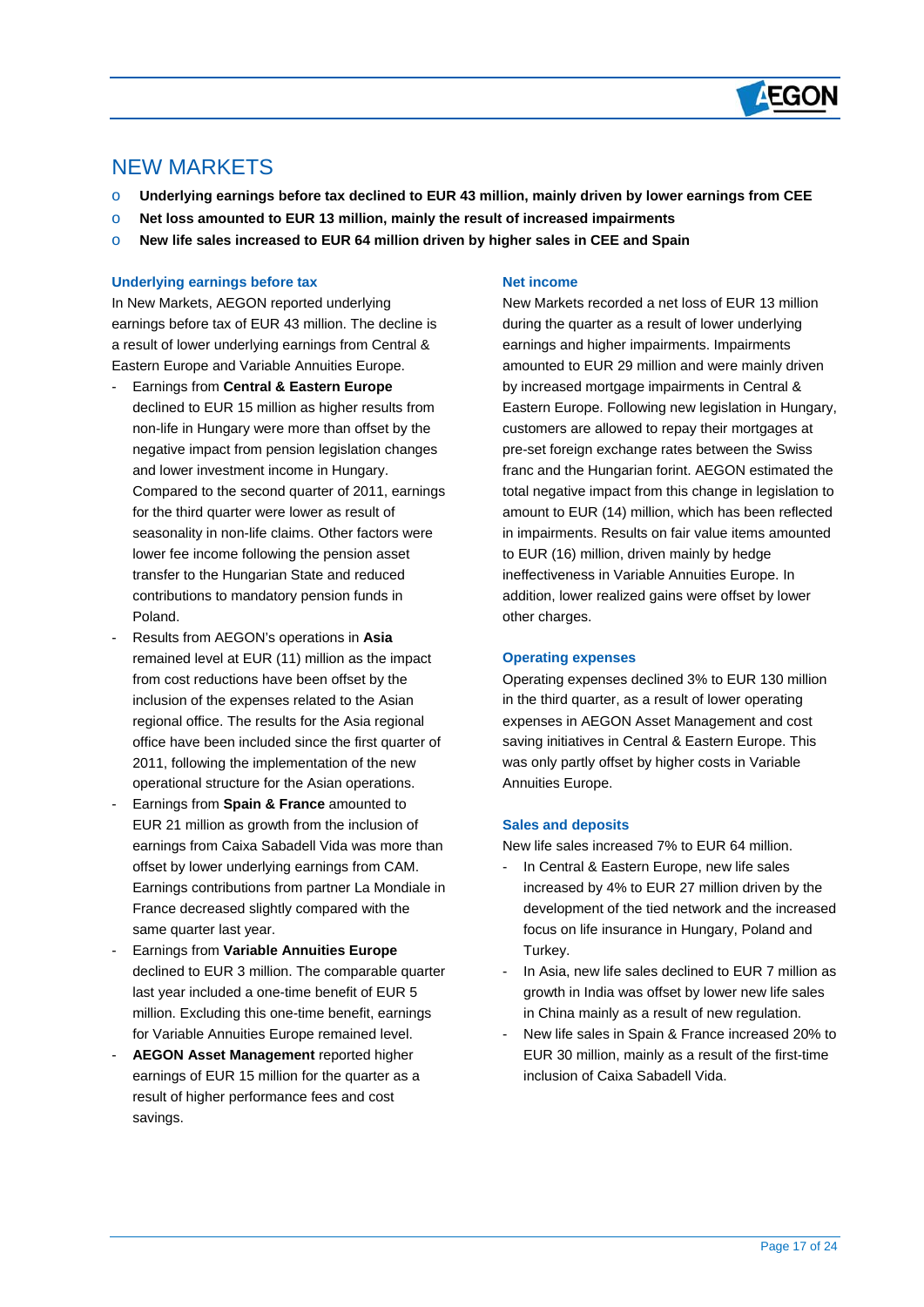# NEW MARKETS

- **Underlying earnings before tax declined to EUR 43 million, mainly driven by lower earnings from CEE**
- **Net loss amounted to EUR 13 million, mainly the result of increased impairments**
- **New life sales increased to EUR 64 million driven by higher sales in CEE and Spain**

### Underlying earnings before tax

In New Markets, AEGON reported underlying earnings before tax of EUR 43 million. The decline is a result of lower underlying earnings from Central & Eastern Europe and Variable Annuities Europe.

- Earnings from **Central & Eastern Europe** declined to EUR 15 million as higher results from non-life in Hungary were more than offset by the negative impact from pension legislation changes and lower investment income in Hungary. Compared to the second quarter of 2011, earnings for the third quarter were lower as result of seasonality in non-life claims. Other factors were lower fee income following the pension asset transfer to the Hungarian State and reduced contributions to mandatory pension funds in Poland.
- Results from AEGON's operations in **Asia** remained level at EUR (11) million as the impact from cost reductions have been offset by the inclusion of the expenses related to the Asian regional office. The results for the Asia regional office have been included since the first quarter of 2011, following the implementation of the new operational structure for the Asian operations.
- Earnings from **Spain & France** amounted to EUR 21 million as growth from the inclusion of earnings from Caixa Sabadell Vida was more than offset by lower underlying earnings from CAM. Earnings contributions from partner La Mondiale in France decreased slightly compared with the same quarter last year.
- Earnings from **Variable Annuities Europe** declined to EUR 3 million. The comparable quarter last year included a one-time benefit of EUR 5 million. Excluding this one-time benefit, earnings for Variable Annuities Europe remained level.
- **AEGON Asset Management** reported higher earnings of EUR 15 million for the quarter as a result of higher performance fees and cost savings.

### Net income

New Markets recorded a net loss of EUR 13 million during the quarter as a result of lower underlying earnings and higher impairments. Impairments amounted to EUR 29 million and were mainly driven by increased mortgage impairments in Central & Eastern Europe. Following new legislation in Hungary, customers are allowed to repay their mortgages at pre-set foreign exchange rates between the Swiss franc and the Hungarian forint. AEGON estimated the total negative impact from this change in legislation to amount to EUR (14) million, which has been reflected in impairments. Results on fair value items amounted to EUR (16) million, driven mainly by hedge ineffectiveness in Variable Annuities Europe. In addition, lower realized gains were offset by lower other charges.

### Operating expenses

Operating expenses declined 3% to EUR 130 million in the third quarter, as a result of lower operating expenses in AEGON Asset Management and cost saving initiatives in Central & Eastern Europe. This was only partly offset by higher costs in Variable Annuities Europe.

### Sales and deposits

New life sales increased 7% to EUR 64 million.

- In Central & Eastern Europe, new life sales increased by 4% to EUR 27 million driven by the development of the tied network and the increased focus on life insurance in Hungary, Poland and Turkey.
- In Asia, new life sales declined to EUR 7 million as growth in India was offset by lower new life sales in China mainly as a result of new regulation.
- New life sales in Spain & France increased 20% to EUR 30 million, mainly as a result of the first-time inclusion of Caixa Sabadell Vida.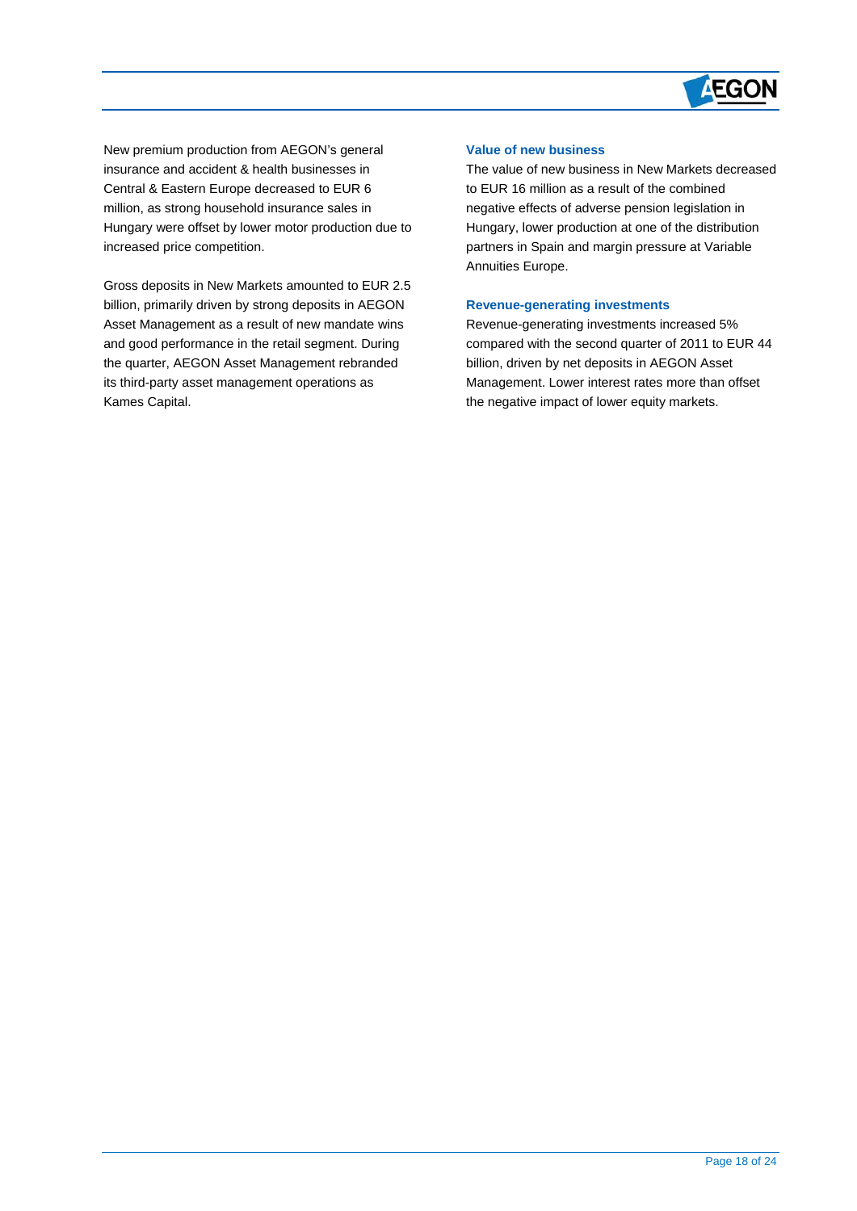New premium production from AEGON's general insurance and accident & health businesses in Central & Eastern Europe decreased to EUR 6 million, as strong household insurance sales in Hungary were offset by lower motor production due to increased price competition.

Gross deposits in New Markets amounted to EUR 2.5 billion, primarily driven by strong deposits in AEGON Asset Management as a result of new mandate wins and good performance in the retail segment. During the quarter, AEGON Asset Management rebranded its third-party asset management operations as Kames Capital.

### Value of new business

The value of new business in New Markets decreased to EUR 16 million as a result of the combined negative effects of adverse pension legislation in Hungary, lower production at one of the distribution partners in Spain and margin pressure at Variable Annuities Europe.

### Revenue-generating investments

Revenue-generating investments increased 5% compared with the second quarter of 2011 to EUR 44 billion, driven by net deposits in AEGON Asset Management. Lower interest rates more than offset the negative impact of lower equity markets.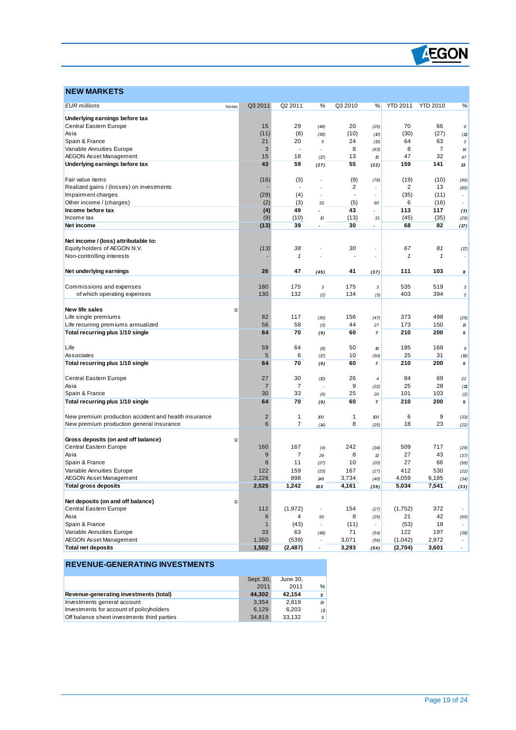## NEW MARKETS

| *EUR millions* | Notes | Q3 2011 | Q2 2011 | % | Q3 2010 | % | YTD 2011 | YTD 2010 | % |
|---|---|---|---|---|---|---|---|---|---|
| **Underlying earnings before tax** | | | | | | | | | |
| Central Eastern Europe | | 15 | 29 | (48) | 20 | (25) | 70 | 66 | 6 |
| Asia | | (11) | (8) | (38) | (10) | (10) | (30) | (27) | (11) |
| Spain & France | | 21 | 20 | 5 | 24 | (13) | 64 | 63 | 2 |
| Variable Annuities Europe | | 3 | - | - | 8 | (63) | 8 | 7 | 14 |
| AEGON Asset Management | | 15 | 18 | (17) | 13 | 15 | 47 | 32 | 47 |
| **Underlying earnings before tax** | | **43** | **59** | **(27)** | **55** | **(22)** | **159** | **141** | **13** |
| | | | | | | | | | |
| Fair value items | | (16) | (3) | - | (9) | (78) | (19) | (10) | (90) |
| Realized gains / (losses) on investments | | - | - | - | 2 | - | 2 | 13 | (85) |
| Impairment charges | | (29) | (4) | - | - | - | (35) | (11) | - |
| Other income / (charges) | | (2) | (3) | 33 | (5) | 60 | 6 | (16) | - |
| **Income before tax** | | **(4)** | **49** | **-** | **43** | **-** | **113** | **117** | **(3)** |
| Income tax | | (9) | (10) | 10 | (13) | 31 | (45) | (35) | (29) |
| **Net income** | | **(13)** | **39** | **-** | **30** | **-** | **68** | **82** | **(17)** |
| | | | | | | | | | |
| **Net income / (loss) attributable to:** | | | | | | | | | |
| Equity holders of AEGON N.V. | | *(13)* | *38* | - | *30* | - | *67* | *81* | *(17)* |
| Non-controlling interests | | - | *1* | - | - | - | *1* | *1* | - |
| | | | | | | | | | |
| **Net underlying earnings** | | **26** | **47** | **(45)** | **41** | **(37)** | **111** | **103** | **8** |
| | | | | | | | | | |
| Commissions and expenses | | 180 | 175 | 3 | 175 | 3 | 535 | 519 | 3 |
| of which operating expenses | | 130 | 132 | (2) | 134 | (3) | 403 | 394 | 2 |
| | | | | | | | | | |
| **New life sales** | 12 | | | | | | | | |
| Life single premiums | | 82 | 117 | (30) | 156 | (47) | 373 | 498 | (25) |
| Life recurring premiums annualized | | 56 | 58 | (3) | 44 | 27 | 173 | 150 | 15 |
| **Total recurring plus 1/10 single** | | **64** | **70** | **(9)** | **60** | **7** | **210** | **200** | **5** |
| | | | | | | | | | |
| Life | | 59 | 64 | (8) | 50 | 18 | 185 | 169 | 9 |
| Associates | | 5 | 6 | (17) | 10 | (50) | 25 | 31 | (19) |
| **Total recurring plus 1/10 single** | | **64** | **70** | **(9)** | **60** | **7** | **210** | **200** | **5** |
| | | | | | | | | | |
| Central Eastern Europe | | 27 | 30 | (10) | 26 | 4 | 84 | 69 | 22 |
| Asia | | 7 | 7 | - | 9 | (22) | 25 | 28 | (11) |
| Spain & France | | 30 | 33 | (9) | 25 | 20 | 101 | 103 | (2) |
| **Total recurring plus 1/10 single** | | **64** | **70** | **(9)** | **60** | **7** | **210** | **200** | **5** |
| | | | | | | | | | |
| New premium production accident and health insurance | | 2 | 1 | 100 | 1 | 100 | 6 | 9 | (33) |
| New premium production general insurance | | 6 | 7 | (14) | 8 | (25) | 18 | 23 | (22) |
| | | | | | | | | | |
| **Gross deposits (on and off balance)** | 12 | | | | | | | | |
| Central Eastern Europe | | 160 | 167 | (4) | 242 | (34) | 509 | 717 | (29) |
| Asia | | 9 | 7 | 29 | 8 | 13 | 27 | 43 | (37) |
| Spain & France | | 8 | 11 | (27) | 10 | (20) | 27 | 66 | (59) |
| Variable Annuities Europe | | 122 | 159 | (23) | 167 | (27) | 412 | 530 | (22) |
| AEGON Asset Management | | 2,226 | 898 | 148 | 3,734 | (40) | 4,059 | 6,185 | (34) |
| **Total gross deposits** | | **2,525** | **1,242** | **103** | **4,161** | **(39)** | **5,034** | **7,541** | **(33)** |
| | | | | | | | | | |
| **Net deposits (on and off balance)** | 12 | | | | | | | | |
| Central Eastern Europe | | 112 | (1,972) | - | 154 | (27) | (1,752) | 372 | - |
| Asia | | 6 | 4 | 50 | 8 | (25) | 21 | 42 | (50) |
| Spain & France | | 1 | (43) | - | (11) | - | (53) | 18 | - |
| Variable Annuities Europe | | 33 | 63 | (48) | 71 | (54) | 122 | 197 | (38) |
| AEGON Asset Management | | 1,350 | (539) | - | 3,071 | (56) | (1,042) | 2,972 | - |
| **Total net deposits** | | **1,502** | **(2,487)** | **-** | **3,293** | **(54)** | **(2,704)** | **3,601** | **-** |

## REVENUE-GENERATING INVESTMENTS

| | Sept. 30, 2011 | June 30, 2011 | % |
|---|---|---|---|
| **Revenue-generating investments (total)** | **44,302** | **42,154** | **5** |
| Investments general account | 3,354 | 2,819 | 19 |
| Investments for account of policyholders | 6,129 | 6,203 | (1) |
| Off balance sheet investments third parties | 34,819 | 33,132 | 5 |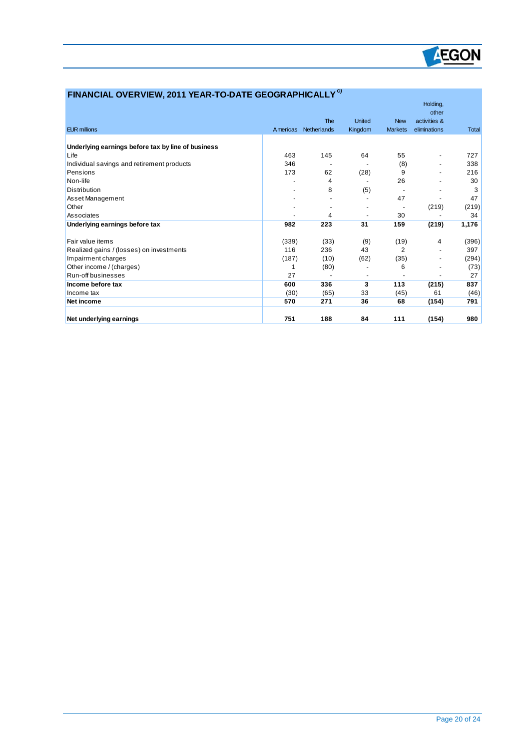## FINANCIAL OVERVIEW, 2011 YEAR-TO-DATE GEOGRAPHICALLY [c)]

| EUR millions | Americas | The Netherlands | United Kingdom | New Markets | Holding, other activities & eliminations | Total |
|---|---|---|---|---|---|---|
| **Underlying earnings before tax by line of business** | | | | | | |
| Life | 463 | 145 | 64 | 55 | - | 727 |
| Individual savings and retirement products | 346 | - | - | (8) | - | 338 |
| Pensions | 173 | 62 | (28) | 9 | - | 216 |
| Non-life | - | 4 | - | 26 | - | 30 |
| Distribution | - | 8 | (5) | - | - | 3 |
| Asset Management | - | - | - | 47 | - | 47 |
| Other | - | - | - | - | (219) | (219) |
| Associates | - | 4 | - | 30 | - | 34 |
| **Underlying earnings before tax** | **982** | **223** | **31** | **159** | **(219)** | **1,176** |
| | | | | | | |
| Fair value items | (339) | (33) | (9) | (19) | 4 | (396) |
| Realized gains / (losses) on investments | 116 | 236 | 43 | 2 | - | 397 |
| Impairment charges | (187) | (10) | (62) | (35) | - | (294) |
| Other income / (charges) | 1 | (80) | - | 6 | - | (73) |
| Run-off businesses | 27 | - | - | - | - | 27 |
| **Income before tax** | **600** | **336** | **3** | **113** | **(215)** | **837** |
| Income tax | (30) | (65) | 33 | (45) | 61 | (46) |
| **Net income** | **570** | **271** | **36** | **68** | **(154)** | **791** |
| | | | | | | |
| **Net underlying earnings** | **751** | **188** | **84** | **111** | **(154)** | **980** |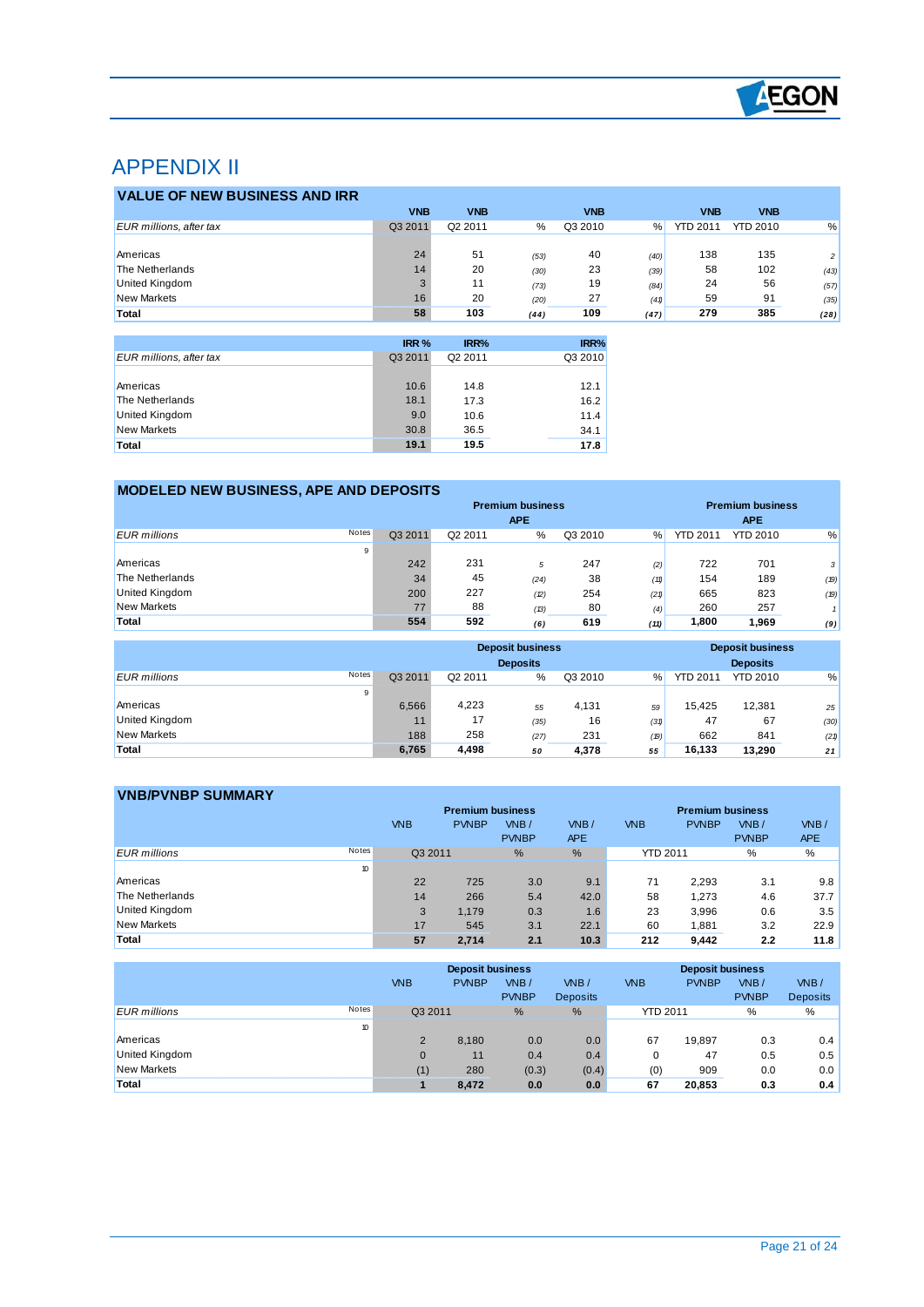# APPENDIX II

## VALUE OF NEW BUSINESS AND IRR

| EUR millions, after tax | VNB Q3 2011 | VNB Q2 2011 | % | VNB Q3 2010 | % | VNB YTD 2011 | VNB YTD 2010 | % |
|---|---|---|---|---|---|---|---|---|
| Americas | 24 | 51 | (53) | 40 | (40) | 138 | 135 | 2 |
| The Netherlands | 14 | 20 | (30) | 23 | (39) | 58 | 102 | (43) |
| United Kingdom | 3 | 11 | (73) | 19 | (84) | 24 | 56 | (57) |
| New Markets | 16 | 20 | (20) | 27 | (41) | 59 | 91 | (35) |
| **Total** | **58** | **103** | **(44)** | **109** | **(47)** | **279** | **385** | **(28)** |

| EUR millions, after tax | IRR % Q3 2011 | IRR% Q2 2011 | IRR% Q3 2010 |
|---|---|---|---|
| Americas | 10.6 | 14.8 | 12.1 |
| The Netherlands | 18.1 | 17.3 | 16.2 |
| United Kingdom | 9.0 | 10.6 | 11.4 |
| New Markets | 30.8 | 36.5 | 34.1 |
| **Total** | **19.1** | **19.5** | **17.8** |

## MODELED NEW BUSINESS, APE AND DEPOSITS

| | | Premium business APE | | | | | Premium business APE | | |
|---|---|---|---|---|---|---|---|---|---|
| EUR millions | Notes | Q3 2011 | Q2 2011 | % | Q3 2010 | % | YTD 2011 | YTD 2010 | % |
| | 9 | | | | | | | | |
| Americas | | 242 | 231 | 5 | 247 | (2) | 722 | 701 | 3 |
| The Netherlands | | 34 | 45 | (24) | 38 | (11) | 154 | 189 | (19) |
| United Kingdom | | 200 | 227 | (12) | 254 | (21) | 665 | 823 | (19) |
| New Markets | | 77 | 88 | (13) | 80 | (4) | 260 | 257 | 1 |
| **Total** | | **554** | **592** | **(6)** | **619** | **(11)** | **1,800** | **1,969** | **(9)** |

| | | Deposit business Deposits | | | | | Deposit business Deposits | | |
|---|---|---|---|---|---|---|---|---|---|
| EUR millions | Notes | Q3 2011 | Q2 2011 | % | Q3 2010 | % | YTD 2011 | YTD 2010 | % |
| | 9 | | | | | | | | |
| Americas | | 6,566 | 4,223 | 55 | 4,131 | 59 | 15,425 | 12,381 | 25 |
| United Kingdom | | 11 | 17 | (35) | 16 | (31) | 47 | 67 | (30) |
| New Markets | | 188 | 258 | (27) | 231 | (19) | 662 | 841 | (21) |
| **Total** | | **6,765** | **4,498** | **50** | **4,378** | **55** | **16,133** | **13,290** | **21** |

## VNB/PVNBP SUMMARY

| | | Premium business | | | | Premium business | | | |
|---|---|---|---|---|---|---|---|---|---|
| | | VNB | PVNBP | VNB / PVNBP | VNB / APE | VNB | PVNBP | VNB / PVNBP | VNB / APE |
| EUR millions | Notes | Q3 2011 | | % | % | YTD 2011 | | % | % |
| | 10 | | | | | | | | |
| Americas | | 22 | 725 | 3.0 | 9.1 | 71 | 2,293 | 3.1 | 9.8 |
| The Netherlands | | 14 | 266 | 5.4 | 42.0 | 58 | 1,273 | 4.6 | 37.7 |
| United Kingdom | | 3 | 1,179 | 0.3 | 1.6 | 23 | 3,996 | 0.6 | 3.5 |
| New Markets | | 17 | 545 | 3.1 | 22.1 | 60 | 1,881 | 3.2 | 22.9 |
| **Total** | | **57** | **2,714** | **2.1** | **10.3** | **212** | **9,442** | **2.2** | **11.8** |

| | | Deposit business | | | | Deposit business | | | |
|---|---|---|---|---|---|---|---|---|---|
| | | VNB | PVNBP | VNB / PVNBP | VNB / Deposits | VNB | PVNBP | VNB / PVNBP | VNB / Deposits |
| EUR millions | Notes | Q3 2011 | | % | % | YTD 2011 | | % | % |
| | 10 | | | | | | | | |
| Americas | | 2 | 8,180 | 0.0 | 0.0 | 67 | 19,897 | 0.3 | 0.4 |
| United Kingdom | | 0 | 11 | 0.4 | 0.4 | 0 | 47 | 0.5 | 0.5 |
| New Markets | | (1) | 280 | (0.3) | (0.4) | (0) | 909 | 0.0 | 0.0 |
| **Total** | | **1** | **8,472** | **0.0** | **0.0** | **67** | **20,853** | **0.3** | **0.4** |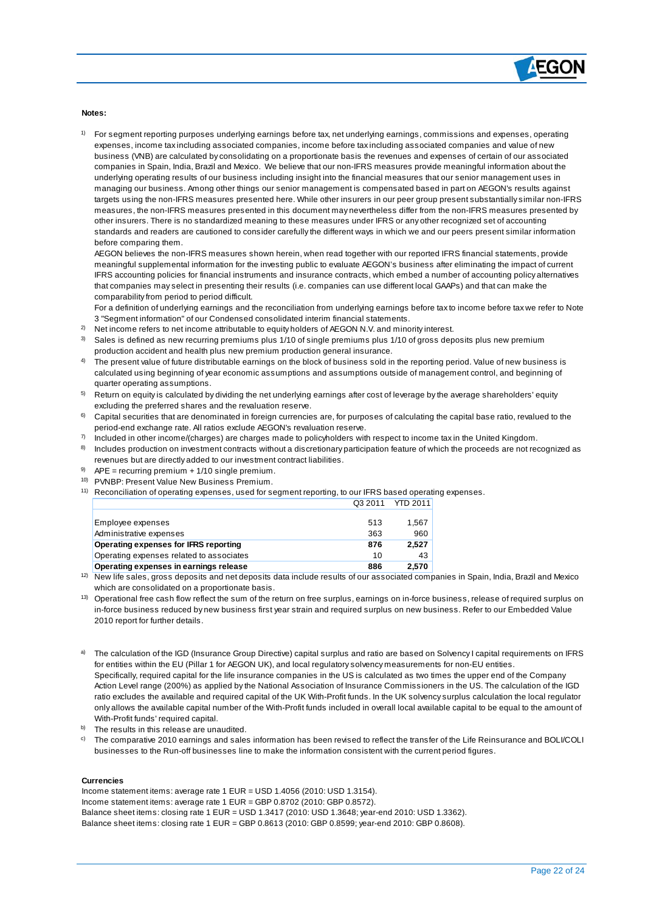**Notes:**

[1] For segment reporting purposes underlying earnings before tax, net underlying earnings, commissions and expenses, operating expenses, income tax including associated companies, income before tax including associated companies and value of new business (VNB) are calculated by consolidating on a proportionate basis the revenues and expenses of certain of our associated companies in Spain, India, Brazil and Mexico. We believe that our non-IFRS measures provide meaningful information about the underlying operating results of our business including insight into the financial measures that our senior management uses in managing our business. Among other things our senior management is compensated based in part on AEGON's results against targets using the non-IFRS measures presented here. While other insurers in our peer group present substantially similar non-IFRS measures, the non-IFRS measures presented in this document may nevertheless differ from the non-IFRS measures presented by other insurers. There is no standardized meaning to these measures under IFRS or any other recognized set of accounting standards and readers are cautioned to consider carefully the different ways in which we and our peers present similar information before comparing them.
AEGON believes the non-IFRS measures shown herein, when read together with our reported IFRS financial statements, provide meaningful supplemental information for the investing public to evaluate AEGON's business after eliminating the impact of current IFRS accounting policies for financial instruments and insurance contracts, which embed a number of accounting policy alternatives that companies may select in presenting their results (i.e. companies can use different local GAAPs) and that can make the comparability from period to period difficult.
For a definition of underlying earnings and the reconciliation from underlying earnings before tax to income before tax we refer to Note 3 "Segment information" of our Condensed consolidated interim financial statements.

[2] Net income refers to net income attributable to equity holders of AEGON N.V. and minority interest.

[3] Sales is defined as new recurring premiums plus 1/10 of single premiums plus 1/10 of gross deposits plus new premium production accident and health plus new premium production general insurance.

[4] The present value of future distributable earnings on the block of business sold in the reporting period. Value of new business is calculated using beginning of year economic assumptions and assumptions outside of management control, and beginning of quarter operating assumptions.

[5] Return on equity is calculated by dividing the net underlying earnings after cost of leverage by the average shareholders' equity excluding the preferred shares and the revaluation reserve.

[6] Capital securities that are denominated in foreign currencies are, for purposes of calculating the capital base ratio, revalued to the period-end exchange rate. All ratios exclude AEGON's revaluation reserve.

[7] Included in other income/(charges) are charges made to policyholders with respect to income tax in the United Kingdom.

[8] Includes production on investment contracts without a discretionary participation feature of which the proceeds are not recognized as revenues but are directly added to our investment contract liabilities.

[9] APE = recurring premium + 1/10 single premium.

[10] PVNBP: Present Value New Business Premium.

[11] Reconciliation of operating expenses, used for segment reporting, to our IFRS based operating expenses.

| | Q3 2011 | YTD 2011 |
|---|---|---|
| Employee expenses | 513 | 1,567 |
| Administrative expenses | 363 | 960 |
| **Operating expenses for IFRS reporting** | **876** | **2,527** |
| Operating expenses related to associates | 10 | 43 |
| **Operating expenses in earnings release** | **886** | **2,570** |

[12] New life sales, gross deposits and net deposits data include results of our associated companies in Spain, India, Brazil and Mexico which are consolidated on a proportionate basis.

[13] Operational free cash flow reflect the sum of the return on free surplus, earnings on in-force business, release of required surplus on in-force business reduced by new business first year strain and required surplus on new business. Refer to our Embedded Value 2010 report for further details.

[a] The calculation of the IGD (Insurance Group Directive) capital surplus and ratio are based on Solvency I capital requirements on IFRS for entities within the EU (Pillar 1 for AEGON UK), and local regulatory solvency measurements for non-EU entities.
Specifically, required capital for the life insurance companies in the US is calculated as two times the upper end of the Company Action Level range (200%) as applied by the National Association of Insurance Commissioners in the US. The calculation of the IGD ratio excludes the available and required capital of the UK With-Profit funds. In the UK solvency surplus calculation the local regulator only allows the available capital number of the With-Profit funds included in overall local available capital to be equal to the amount of With-Profit funds' required capital.

[b] The results in this release are unaudited.

[c] The comparative 2010 earnings and sales information has been revised to reflect the transfer of the Life Reinsurance and BOLI/COLI businesses to the Run-off businesses line to make the information consistent with the current period figures.

**Currencies**

Income statement items: average rate 1 EUR = USD 1.4056 (2010: USD 1.3154).
Income statement items: average rate 1 EUR = GBP 0.8702 (2010: GBP 0.8572).
Balance sheet items: closing rate 1 EUR = USD 1.3417 (2010: USD 1.3648; year-end 2010: USD 1.3362).
Balance sheet items: closing rate 1 EUR = GBP 0.8613 (2010: GBP 0.8599; year-end 2010: GBP 0.8608).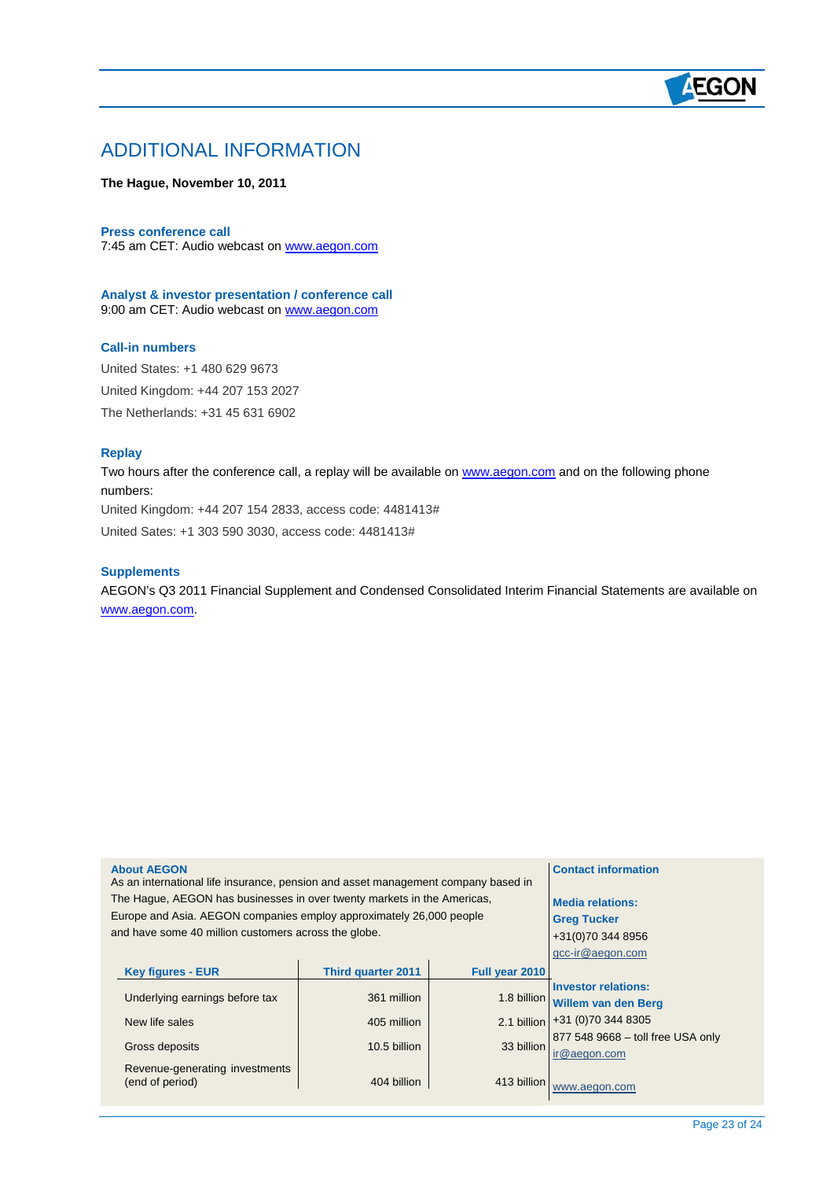# ADDITIONAL INFORMATION

**The Hague, November 10, 2011**

**Press conference call**
7:45 am CET: Audio webcast on www.aegon.com

**Analyst & investor presentation / conference call**
9:00 am CET: Audio webcast on www.aegon.com

**Call-in numbers**

United States: +1 480 629 9673

United Kingdom: +44 207 153 2027

The Netherlands: +31 45 631 6902

**Replay**

Two hours after the conference call, a replay will be available on www.aegon.com and on the following phone numbers:

United Kingdom: +44 207 154 2833, access code: 4481413#

United Sates: +1 303 590 3030, access code: 4481413#

**Supplements**

AEGON's Q3 2011 Financial Supplement and Condensed Consolidated Interim Financial Statements are available on www.aegon.com.

**About AEGON**

As an international life insurance, pension and asset management company based in The Hague, AEGON has businesses in over twenty markets in the Americas, Europe and Asia. AEGON companies employ approximately 26,000 people and have some 40 million customers across the globe.

| Key figures - EUR | Third quarter 2011 | Full year 2010 |
|---|---|---|
| Underlying earnings before tax | 361 million | 1.8 billion |
| New life sales | 405 million | 2.1 billion |
| Gross deposits | 10.5 billion | 33 billion |
| Revenue-generating investments (end of period) | 404 billion | 413 billion |

**Contact information**

**Media relations:**
**Greg Tucker**
+31(0)70 344 8956
gcc-ir@aegon.com

**Investor relations:**
**Willem van den Berg**
+31 (0)70 344 8305
877 548 9668 – toll free USA only
ir@aegon.com

www.aegon.com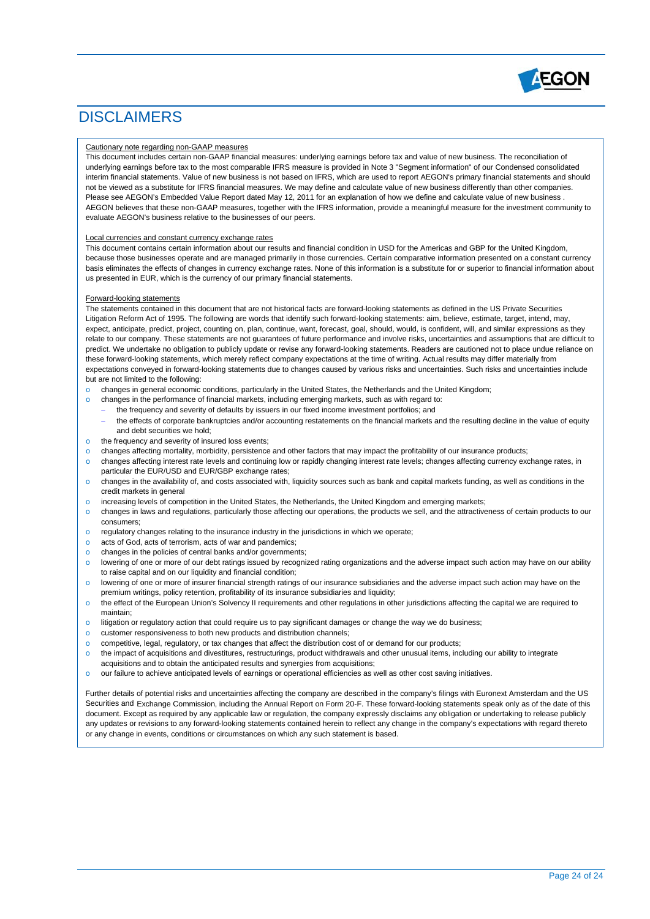# DISCLAIMERS

Cautionary note regarding non-GAAP measures

This document includes certain non-GAAP financial measures: underlying earnings before tax and value of new business. The reconciliation of underlying earnings before tax to the most comparable IFRS measure is provided in Note 3 "Segment information" of our Condensed consolidated interim financial statements. Value of new business is not based on IFRS, which are used to report AEGON's primary financial statements and should not be viewed as a substitute for IFRS financial measures. We may define and calculate value of new business differently than other companies. Please see AEGON's Embedded Value Report dated May 12, 2011 for an explanation of how we define and calculate value of new business . AEGON believes that these non-GAAP measures, together with the IFRS information, provide a meaningful measure for the investment community to evaluate AEGON's business relative to the businesses of our peers.

Local currencies and constant currency exchange rates

This document contains certain information about our results and financial condition in USD for the Americas and GBP for the United Kingdom, because those businesses operate and are managed primarily in those currencies. Certain comparative information presented on a constant currency basis eliminates the effects of changes in currency exchange rates. None of this information is a substitute for or superior to financial information about us presented in EUR, which is the currency of our primary financial statements.

Forward-looking statements

The statements contained in this document that are not historical facts are forward-looking statements as defined in the US Private Securities Litigation Reform Act of 1995. The following are words that identify such forward-looking statements: aim, believe, estimate, target, intend, may, expect, anticipate, predict, project, counting on, plan, continue, want, forecast, goal, should, would, is confident, will, and similar expressions as they relate to our company. These statements are not guarantees of future performance and involve risks, uncertainties and assumptions that are difficult to predict. We undertake no obligation to publicly update or revise any forward-looking statements. Readers are cautioned not to place undue reliance on these forward-looking statements, which merely reflect company expectations at the time of writing. Actual results may differ materially from expectations conveyed in forward-looking statements due to changes caused by various risks and uncertainties. Such risks and uncertainties include but are not limited to the following:

- changes in general economic conditions, particularly in the United States, the Netherlands and the United Kingdom;
- changes in the performance of financial markets, including emerging markets, such as with regard to:
  - the frequency and severity of defaults by issuers in our fixed income investment portfolios; and
  - the effects of corporate bankruptcies and/or accounting restatements on the financial markets and the resulting decline in the value of equity and debt securities we hold;
- the frequency and severity of insured loss events;
- changes affecting mortality, morbidity, persistence and other factors that may impact the profitability of our insurance products;
- changes affecting interest rate levels and continuing low or rapidly changing interest rate levels; changes affecting currency exchange rates, in particular the EUR/USD and EUR/GBP exchange rates;
- changes in the availability of, and costs associated with, liquidity sources such as bank and capital markets funding, as well as conditions in the credit markets in general
- increasing levels of competition in the United States, the Netherlands, the United Kingdom and emerging markets;
- changes in laws and regulations, particularly those affecting our operations, the products we sell, and the attractiveness of certain products to our consumers;
- regulatory changes relating to the insurance industry in the jurisdictions in which we operate;
- acts of God, acts of terrorism, acts of war and pandemics;
- changes in the policies of central banks and/or governments;
- lowering of one or more of our debt ratings issued by recognized rating organizations and the adverse impact such action may have on our ability to raise capital and on our liquidity and financial condition;
- lowering of one or more of insurer financial strength ratings of our insurance subsidiaries and the adverse impact such action may have on the premium writings, policy retention, profitability of its insurance subsidiaries and liquidity;
- the effect of the European Union's Solvency II requirements and other regulations in other jurisdictions affecting the capital we are required to maintain;
- litigation or regulatory action that could require us to pay significant damages or change the way we do business;
- customer responsiveness to both new products and distribution channels;
- competitive, legal, regulatory, or tax changes that affect the distribution cost of or demand for our products;
- the impact of acquisitions and divestitures, restructurings, product withdrawals and other unusual items, including our ability to integrate acquisitions and to obtain the anticipated results and synergies from acquisitions;
- our failure to achieve anticipated levels of earnings or operational efficiencies as well as other cost saving initiatives.

Further details of potential risks and uncertainties affecting the company are described in the company's filings with Euronext Amsterdam and the US Securities and Exchange Commission, including the Annual Report on Form 20-F. These forward-looking statements speak only as of the date of this document. Except as required by any applicable law or regulation, the company expressly disclaims any obligation or undertaking to release publicly any updates or revisions to any forward-looking statements contained herein to reflect any change in the company's expectations with regard thereto or any change in events, conditions or circumstances on which any such statement is based.